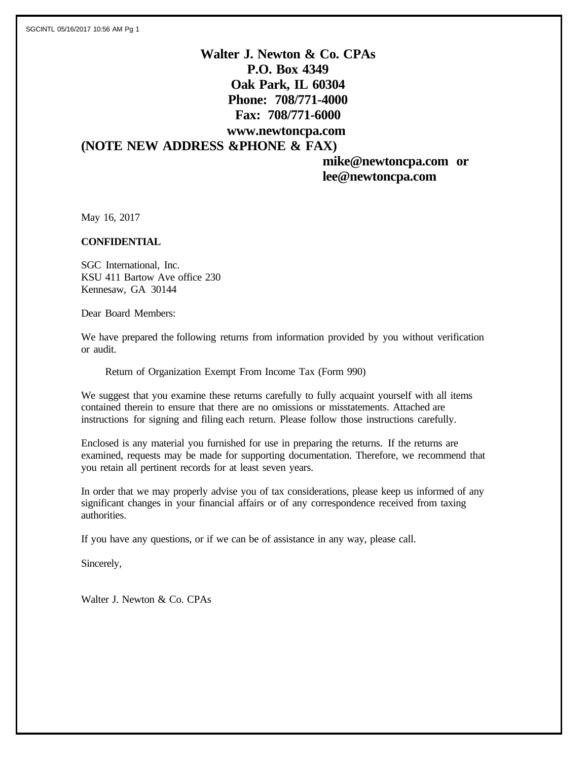**Walter J. Newton & Co. CPAs**
**P.O. Box 4349**
**Oak Park, IL 60304**
**Phone: 708/771-4000**
**Fax: 708/771-6000**
**www.newtoncpa.com**
**(NOTE NEW ADDRESS &PHONE & FAX)**
**mike@newtoncpa.com or**
**lee@newtoncpa.com**

May 16, 2017

**CONFIDENTIAL**

SGC International, Inc.
KSU 411 Bartow Ave office 230
Kennesaw, GA 30144

Dear Board Members:

We have prepared the following returns from information provided by you without verification or audit.

Return of Organization Exempt From Income Tax (Form 990)

We suggest that you examine these returns carefully to fully acquaint yourself with all items contained therein to ensure that there are no omissions or misstatements. Attached are instructions for signing and filing each return. Please follow those instructions carefully.

Enclosed is any material you furnished for use in preparing the returns. If the returns are examined, requests may be made for supporting documentation. Therefore, we recommend that you retain all pertinent records for at least seven years.

In order that we may properly advise you of tax considerations, please keep us informed of any significant changes in your financial affairs or of any correspondence received from taxing authorities.

If you have any questions, or if we can be of assistance in any way, please call.

Sincerely,

Walter J. Newton & Co. CPAs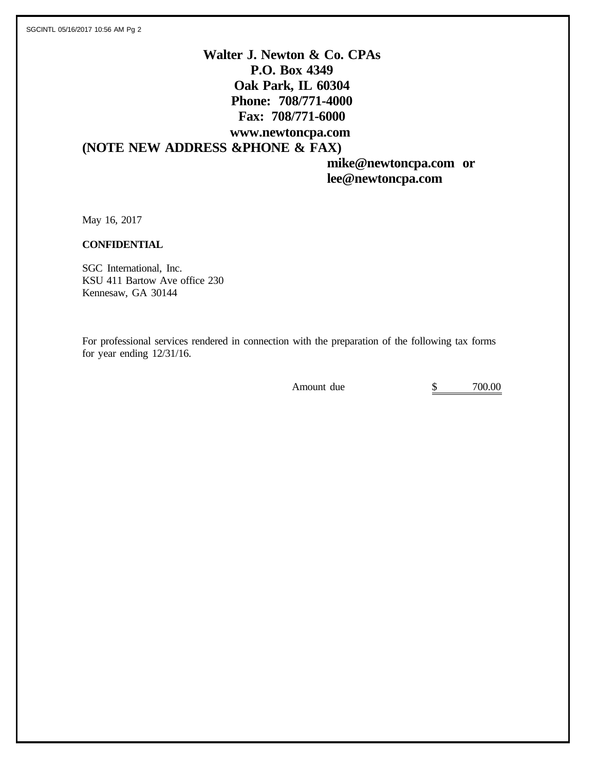**Walter J. Newton & Co. CPAs**
**P.O. Box 4349**
**Oak Park, IL 60304**
**Phone: 708/771-4000**
**Fax: 708/771-6000**
**www.newtoncpa.com**

**(NOTE NEW ADDRESS &PHONE & FAX)**

**mike@newtoncpa.com or**
**lee@newtoncpa.com**

May 16, 2017

**CONFIDENTIAL**

SGC International, Inc.
KSU 411 Bartow Ave office 230
Kennesaw, GA 30144

For professional services rendered in connection with the preparation of the following tax forms for year ending 12/31/16.

| | |
|---|---|
| Amount due | $ 700.00 |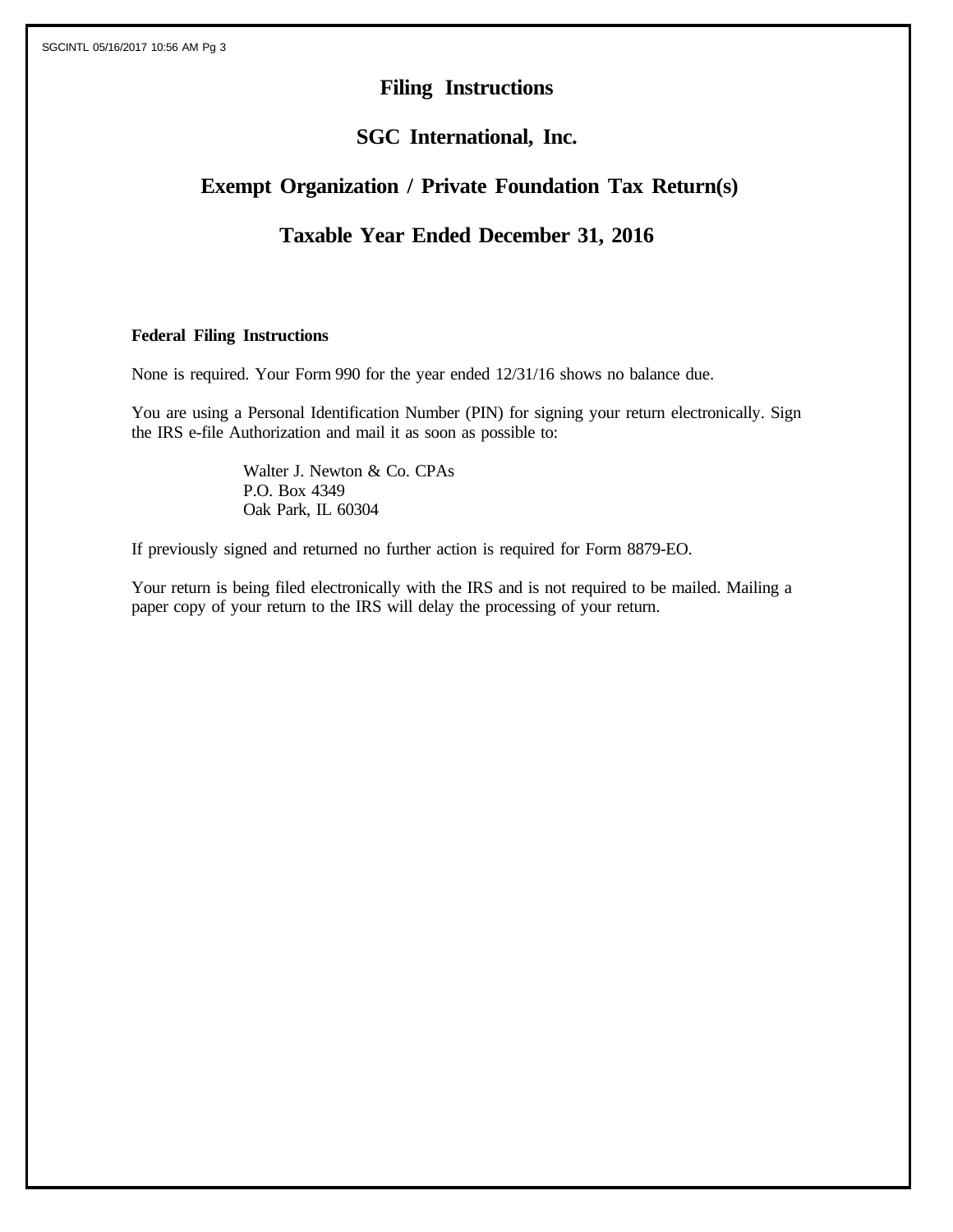# Filing Instructions

## SGC International, Inc.

## Exempt Organization / Private Foundation Tax Return(s)

## Taxable Year Ended December 31, 2016

**Federal Filing Instructions**

None is required. Your Form 990 for the year ended 12/31/16 shows no balance due.

You are using a Personal Identification Number (PIN) for signing your return electronically. Sign the IRS e-file Authorization and mail it as soon as possible to:

Walter J. Newton & Co. CPAs
P.O. Box 4349
Oak Park, IL 60304

If previously signed and returned no further action is required for Form 8879-EO.

Your return is being filed electronically with the IRS and is not required to be mailed. Mailing a paper copy of your return to the IRS will delay the processing of your return.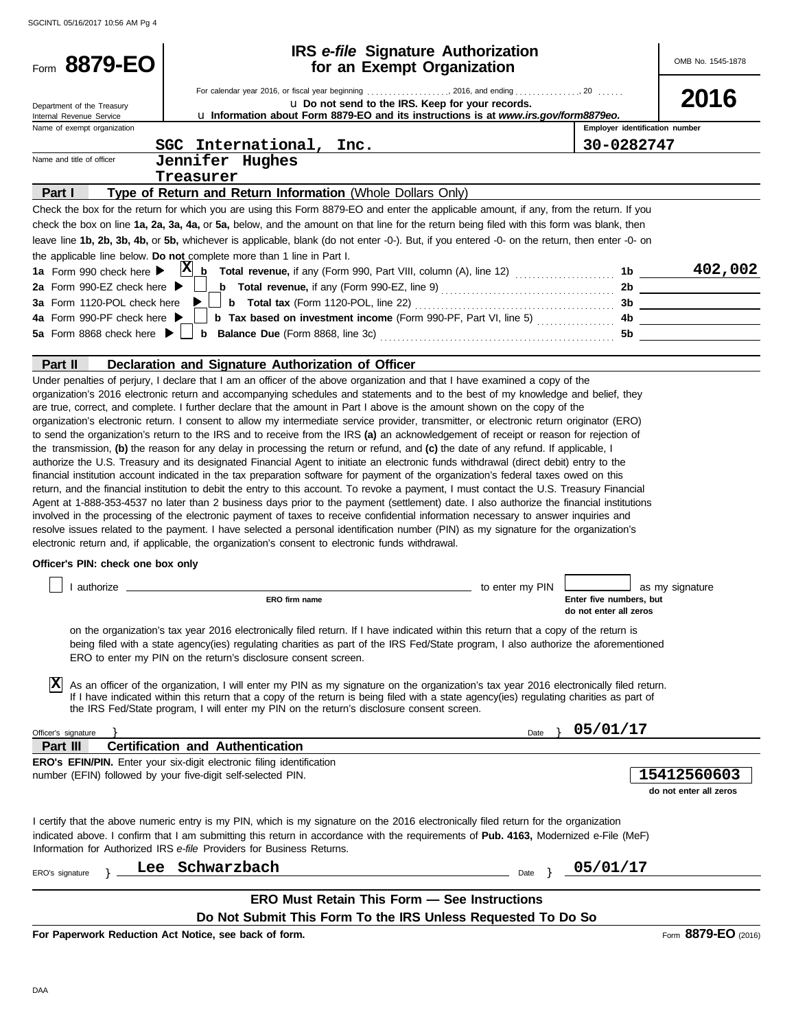Form **8879-EO**

# IRS *e-file* Signature Authorization for an Exempt Organization

OMB No. 1545-1878

**2016**

Department of the Treasury
Internal Revenue Service

For calendar year 2016, or fiscal year beginning ..................., 2016, and ending ..............., 20 ......

u **Do not send to the IRS. Keep for your records.**

u **Information about Form 8879-EO and its instructions is at *www.irs.gov/form8879eo.***

| Name of exempt organization | Employer identification number |
|---|---|
| SGC International, Inc. | 30-0282747 |

Name and title of officer: Jennifer Hughes
Treasurer

## Part I — Type of Return and Return Information (Whole Dollars Only)

Check the box for the return for which you are using this Form 8879-EO and enter the applicable amount, if any, from the return. If you check the box on line **1a, 2a, 3a, 4a,** or **5a,** below, and the amount on that line for the return being filed with this form was blank, then leave line **1b, 2b, 3b, 4b,** or **5b,** whichever is applicable, blank (do not enter -0-). But, if you entered -0- on the return, then enter -0- on the applicable line below. **Do not** complete more than 1 line in Part I.

| | | | |
|---|---|---|---|
| **1a** Form 990 check here ▶ [X] | **b Total revenue,** if any (Form 990, Part VIII, column (A), line 12) | **1b** | 402,002 |
| **2a** Form 990-EZ check here ▶ [ ] | **b Total revenue,** if any (Form 990-EZ, line 9) | **2b** | |
| **3a** Form 1120-POL check here ▶ [ ] | **b Total tax** (Form 1120-POL, line 22) | **3b** | |
| **4a** Form 990-PF check here ▶ [ ] | **b Tax based on investment income** (Form 990-PF, Part VI, line 5) | **4b** | |
| **5a** Form 8868 check here ▶ [ ] | **b Balance Due** (Form 8868, line 3c) | **5b** | |

## Part II — Declaration and Signature Authorization of Officer

Under penalties of perjury, I declare that I am an officer of the above organization and that I have examined a copy of the organization's 2016 electronic return and accompanying schedules and statements and to the best of my knowledge and belief, they are true, correct, and complete. I further declare that the amount in Part I above is the amount shown on the copy of the organization's electronic return. I consent to allow my intermediate service provider, transmitter, or electronic return originator (ERO) to send the organization's return to the IRS and to receive from the IRS **(a)** an acknowledgement of receipt or reason for rejection of the transmission, **(b)** the reason for any delay in processing the return or refund, and **(c)** the date of any refund. If applicable, I authorize the U.S. Treasury and its designated Financial Agent to initiate an electronic funds withdrawal (direct debit) entry to the financial institution account indicated in the tax preparation software for payment of the organization's federal taxes owed on this return, and the financial institution to debit the entry to this account. To revoke a payment, I must contact the U.S. Treasury Financial Agent at 1-888-353-4537 no later than 2 business days prior to the payment (settlement) date. I also authorize the financial institutions involved in the processing of the electronic payment of taxes to receive confidential information necessary to answer inquiries and resolve issues related to the payment. I have selected a personal identification number (PIN) as my signature for the organization's electronic return and, if applicable, the organization's consent to electronic funds withdrawal.

**Officer's PIN: check one box only**

[ ] I authorize ______________________ (ERO firm name) to enter my PIN [_____] (Enter five numbers, but do not enter all zeros) as my signature on the organization's tax year 2016 electronically filed return. If I have indicated within this return that a copy of the return is being filed with a state agency(ies) regulating charities as part of the IRS Fed/State program, I also authorize the aforementioned ERO to enter my PIN on the return's disclosure consent screen.

[X] As an officer of the organization, I will enter my PIN as my signature on the organization's tax year 2016 electronically filed return. If I have indicated within this return that a copy of the return is being filed with a state agency(ies) regulating charities as part of the IRS Fed/State program, I will enter my PIN on the return's disclosure consent screen.

Officer's signature } ______________________ Date } 05/01/17

## Part III — Certification and Authentication

**ERO's EFIN/PIN.** Enter your six-digit electronic filing identification number (EFIN) followed by your five-digit self-selected PIN.

**15412560603**
do not enter all zeros

I certify that the above numeric entry is my PIN, which is my signature on the 2016 electronically filed return for the organization indicated above. I confirm that I am submitting this return in accordance with the requirements of **Pub. 4163,** Modernized e-File (MeF) Information for Authorized IRS *e-file* Providers for Business Returns.

ERO's signature } Lee Schwarzbach Date } 05/01/17

**ERO Must Retain This Form — See Instructions**

**Do Not Submit This Form To the IRS Unless Requested To Do So**

**For Paperwork Reduction Act Notice, see back of form.**

Form **8879-EO** (2016)

DAA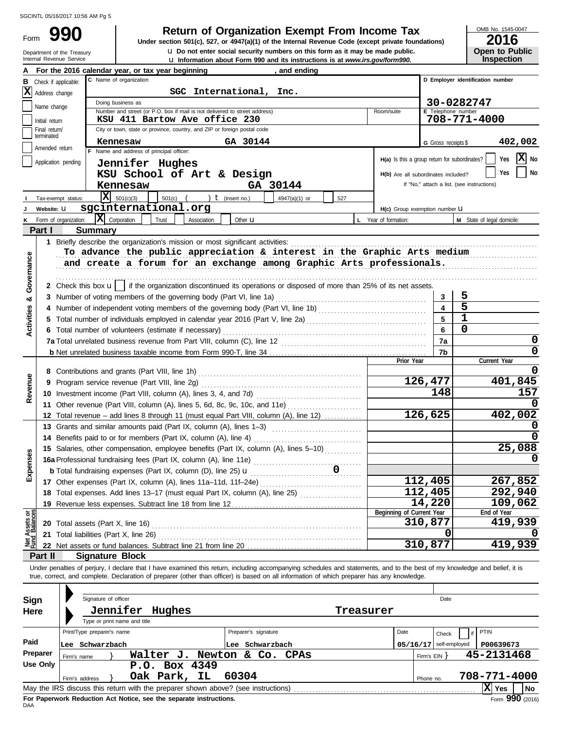SGCINTL 05/16/2017 10:56 AM Pg 5

Form **990**

Department of the Treasury
Internal Revenue Service

# Return of Organization Exempt From Income Tax

**Under section 501(c), 527, or 4947(a)(1) of the Internal Revenue Code (except private foundations)**

u Do not enter social security numbers on this form as it may be made public.

u Information about Form 990 and its instructions is at www.irs.gov/form990.

OMB No. 1545-0047

**2016**

**Open to Public Inspection**

**A** For the 2016 calendar year, or tax year beginning , and ending

**B** Check if applicable:
- [X] Address change
- [ ] Name change
- [ ] Initial return
- [ ] Final return/terminated
- [ ] Amended return
- [ ] Application pending

**C** Name of organization: SGC International, Inc.

Doing business as

Number and street (or P.O. box if mail is not delivered to street address): KSU 411 Bartow Ave office 230 — Room/suite

City or town, state or province, country, and ZIP or foreign postal code: Kennesaw GA 30144

**D** Employer identification number: 30-0282747

**E** Telephone number: 708-771-4000

**G** Gross receipts $ 402,002

**F** Name and address of principal officer:
Jennifer Hughes
KSU School of Art & Design
Kennesaw GA 30144

H(a) Is this a group return for subordinates? [ ] Yes [X] No

H(b) Are all subordinates included? [ ] Yes [ ] No
If "No," attach a list. (see instructions)

**I** Tax-exempt status: [X] 501(c)(3) [ ] 501(c) ( ) t (insert no.) [ ] 4947(a)(1) or [ ] 527

**J** Website: u sgcinternational.org

H(c) Group exemption number u

**K** Form of organization: [X] Corporation [ ] Trust [ ] Association [ ] Other u

**L** Year of formation:

**M** State of legal domicile:

## Part I Summary

**Activities & Governance**

1 Briefly describe the organization's mission or most significant activities:
To advance the public appreciation & interest in the Graphic Arts medium and create a forum for an exchange among Graphic Arts professionals.

2 Check this box u [ ] if the organization discontinued its operations or disposed of more than 25% of its net assets.

| | | | |
|---|---|---|---|
| 3 | Number of voting members of the governing body (Part VI, line 1a) | 3 | 5 |
| 4 | Number of independent voting members of the governing body (Part VI, line 1b) | 4 | 5 |
| 5 | Total number of individuals employed in calendar year 2016 (Part V, line 2a) | 5 | 1 |
| 6 | Total number of volunteers (estimate if necessary) | 6 | 0 |
| 7a | Total unrelated business revenue from Part VIII, column (C), line 12 | 7a | 0 |
| b | Net unrelated business taxable income from Form 990-T, line 34 | 7b | 0 |

| | | Prior Year | Current Year |
|---|---|---|---|
| **Revenue** 8 | Contributions and grants (Part VIII, line 1h) | | 0 |
| 9 | Program service revenue (Part VIII, line 2g) | 126,477 | 401,845 |
| 10 | Investment income (Part VIII, column (A), lines 3, 4, and 7d) | 148 | 157 |
| 11 | Other revenue (Part VIII, column (A), lines 5, 6d, 8c, 9c, 10c, and 11e) | | 0 |
| 12 | Total revenue – add lines 8 through 11 (must equal Part VIII, column (A), line 12) | 126,625 | 402,002 |
| **Expenses** 13 | Grants and similar amounts paid (Part IX, column (A), lines 1–3) | | 0 |
| 14 | Benefits paid to or for members (Part IX, column (A), line 4) | | 0 |
| 15 | Salaries, other compensation, employee benefits (Part IX, column (A), lines 5–10) | | 25,088 |
| 16a | Professional fundraising fees (Part IX, column (A), line 11e) | | 0 |
| b | Total fundraising expenses (Part IX, column (D), line 25) u 0 | | |
| 17 | Other expenses (Part IX, column (A), lines 11a–11d, 11f–24e) | 112,405 | 267,852 |
| 18 | Total expenses. Add lines 13–17 (must equal Part IX, column (A), line 25) | 112,405 | 292,940 |
| 19 | Revenue less expenses. Subtract line 18 from line 12 | 14,220 | 109,062 |

| | | Beginning of Current Year | End of Year |
|---|---|---|---|
| **Net Assets or Fund Balances** 20 | Total assets (Part X, line 16) | 310,877 | 419,939 |
| 21 | Total liabilities (Part X, line 26) | 0 | 0 |
| 22 | Net assets or fund balances. Subtract line 21 from line 20 | 310,877 | 419,939 |

## Part II Signature Block

Under penalties of perjury, I declare that I have examined this return, including accompanying schedules and statements, and to the best of my knowledge and belief, it is true, correct, and complete. Declaration of preparer (other than officer) is based on all information of which preparer has any knowledge.

**Sign Here**

Signature of officer — Date

Jennifer Hughes — Treasurer

Type or print name and title

**Paid Preparer Use Only**

| Print/Type preparer's name | Preparer's signature | Date | Check [ ] if self-employed | PTIN |
|---|---|---|---|---|
| Lee Schwarzbach | Lee Schwarzbach | 05/16/17 | | P00639673 |

Firm's name } Walter J. Newton & Co. CPAs — Firm's EIN } 45-2131468

Firm's address } P.O. Box 4349, Oak Park, IL 60304 — Phone no. 708-771-4000

May the IRS discuss this return with the preparer shown above? (see instructions) [X] Yes [ ] No

**For Paperwork Reduction Act Notice, see the separate instructions.**

DAA

Form **990** (2016)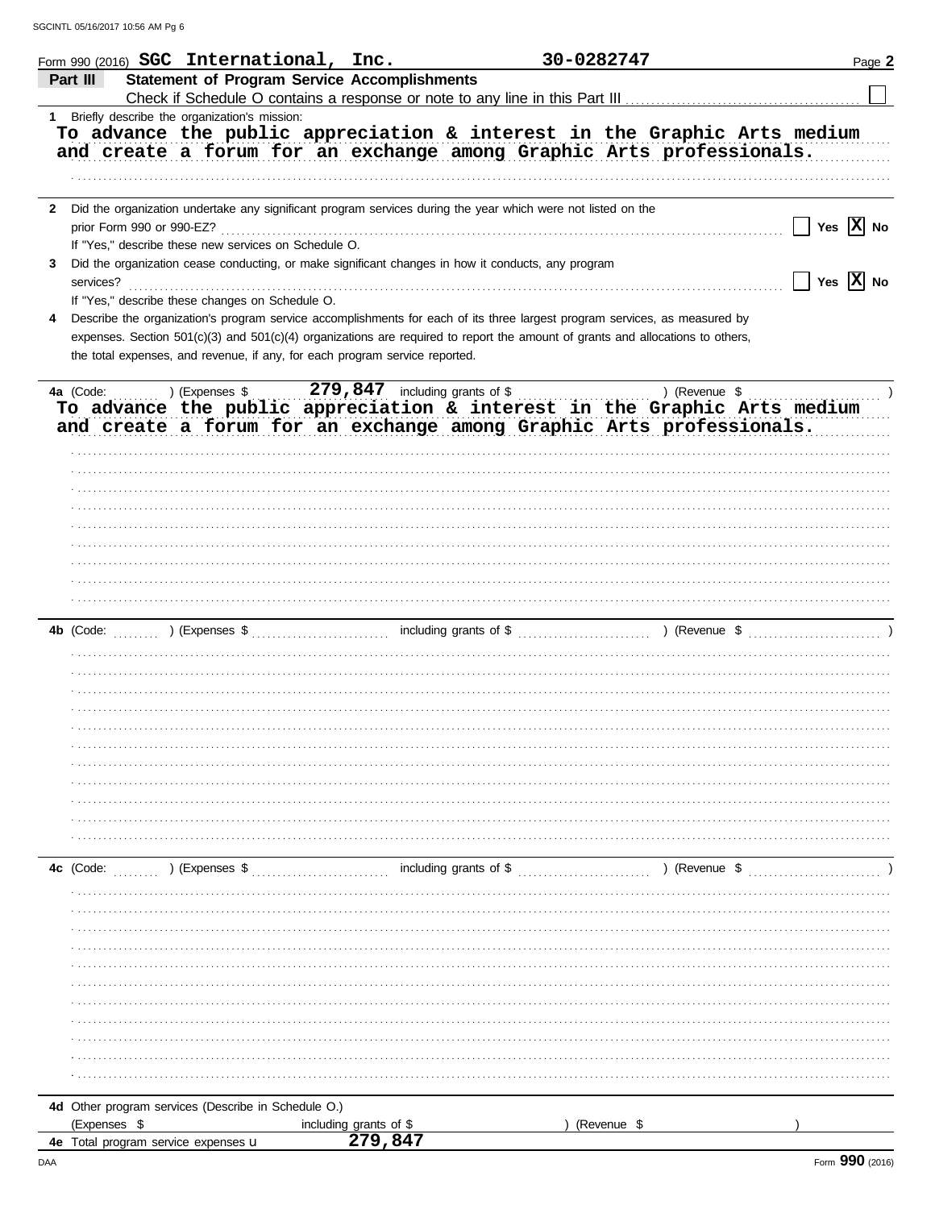Form 990 (2016) **SGC International, Inc.** **30-0282747** Page **2**

## Part III Statement of Program Service Accomplishments

Check if Schedule O contains a response or note to any line in this Part III ☐

**1** Briefly describe the organization's mission:

**To advance the public appreciation & interest in the Graphic Arts medium and create a forum for an exchange among Graphic Arts professionals.**

**2** Did the organization undertake any significant program services during the year which were not listed on the prior Form 990 or 990-EZ? ☐ Yes ☒ No

If "Yes," describe these new services on Schedule O.

**3** Did the organization cease conducting, or make significant changes in how it conducts, any program services? ☐ Yes ☒ No

If "Yes," describe these changes on Schedule O.

**4** Describe the organization's program service accomplishments for each of its three largest program services, as measured by expenses. Section 501(c)(3) and 501(c)(4) organizations are required to report the amount of grants and allocations to others, the total expenses, and revenue, if any, for each program service reported.

**4a** (Code: ) (Expenses $ **279,847** including grants of $ ) (Revenue $ )

**To advance the public appreciation & interest in the Graphic Arts medium and create a forum for an exchange among Graphic Arts professionals.**

**4b** (Code: ) (Expenses $ including grants of $ ) (Revenue $ )

**4c** (Code: ) (Expenses $ including grants of $ ) (Revenue $ )

**4d** Other program services (Describe in Schedule O.)

(Expenses $ including grants of $ ) (Revenue $ )

**4e** Total program service expenses **279,847**

Form **990** (2016)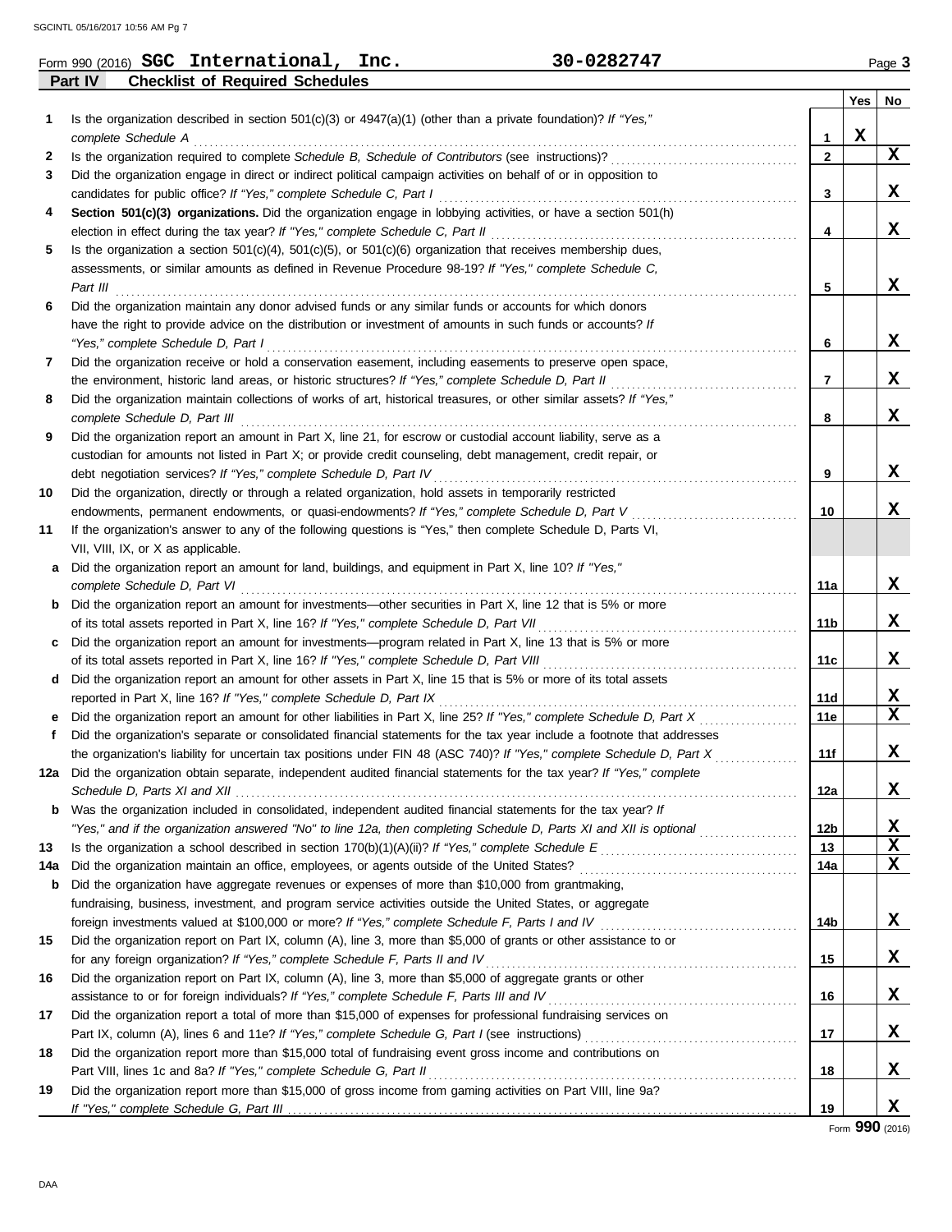Form 990 (2016) **SGC International, Inc.** **30-0282747** Page **3**

## Part IV Checklist of Required Schedules

| | | | Yes | No |
|---|---|---|---|---|
| **1** | Is the organization described in section 501(c)(3) or 4947(a)(1) (other than a private foundation)? *If "Yes," complete Schedule A* | **1** | X | |
| **2** | Is the organization required to complete *Schedule B, Schedule of Contributors* (see instructions)? | **2** | | X |
| **3** | Did the organization engage in direct or indirect political campaign activities on behalf of or in opposition to candidates for public office? *If "Yes," complete Schedule C, Part I* | **3** | | X |
| **4** | **Section 501(c)(3) organizations.** Did the organization engage in lobbying activities, or have a section 501(h) election in effect during the tax year? *If "Yes," complete Schedule C, Part II* | **4** | | X |
| **5** | Is the organization a section 501(c)(4), 501(c)(5), or 501(c)(6) organization that receives membership dues, assessments, or similar amounts as defined in Revenue Procedure 98-19? *If "Yes," complete Schedule C, Part III* | **5** | | X |
| **6** | Did the organization maintain any donor advised funds or any similar funds or accounts for which donors have the right to provide advice on the distribution or investment of amounts in such funds or accounts? *If "Yes," complete Schedule D, Part I* | **6** | | X |
| **7** | Did the organization receive or hold a conservation easement, including easements to preserve open space, the environment, historic land areas, or historic structures? *If "Yes," complete Schedule D, Part II* | **7** | | X |
| **8** | Did the organization maintain collections of works of art, historical treasures, or other similar assets? *If "Yes," complete Schedule D, Part III* | **8** | | X |
| **9** | Did the organization report an amount in Part X, line 21, for escrow or custodial account liability, serve as a custodian for amounts not listed in Part X; or provide credit counseling, debt management, credit repair, or debt negotiation services? *If "Yes," complete Schedule D, Part IV* | **9** | | X |
| **10** | Did the organization, directly or through a related organization, hold assets in temporarily restricted endowments, permanent endowments, or quasi-endowments? *If "Yes," complete Schedule D, Part V* | **10** | | X |
| **11** | If the organization's answer to any of the following questions is "Yes," then complete Schedule D, Parts VI, VII, VIII, IX, or X as applicable. | | | |
| **a** | Did the organization report an amount for land, buildings, and equipment in Part X, line 10? *If "Yes," complete Schedule D, Part VI* | **11a** | | X |
| **b** | Did the organization report an amount for investments—other securities in Part X, line 12 that is 5% or more of its total assets reported in Part X, line 16? *If "Yes," complete Schedule D, Part VII* | **11b** | | X |
| **c** | Did the organization report an amount for investments—program related in Part X, line 13 that is 5% or more of its total assets reported in Part X, line 16? *If "Yes," complete Schedule D, Part VIII* | **11c** | | X |
| **d** | Did the organization report an amount for other assets in Part X, line 15 that is 5% or more of its total assets reported in Part X, line 16? *If "Yes," complete Schedule D, Part IX* | **11d** | | X |
| **e** | Did the organization report an amount for other liabilities in Part X, line 25? *If "Yes," complete Schedule D, Part X* | **11e** | | X |
| **f** | Did the organization's separate or consolidated financial statements for the tax year include a footnote that addresses the organization's liability for uncertain tax positions under FIN 48 (ASC 740)? *If "Yes," complete Schedule D, Part X* | **11f** | | X |
| **12a** | Did the organization obtain separate, independent audited financial statements for the tax year? *If "Yes," complete Schedule D, Parts XI and XII* | **12a** | | X |
| **b** | Was the organization included in consolidated, independent audited financial statements for the tax year? *If "Yes," and if the organization answered "No" to line 12a, then completing Schedule D, Parts XI and XII is optional* | **12b** | | X |
| **13** | Is the organization a school described in section 170(b)(1)(A)(ii)? *If "Yes," complete Schedule E* | **13** | | X |
| **14a** | Did the organization maintain an office, employees, or agents outside of the United States? | **14a** | | X |
| **b** | Did the organization have aggregate revenues or expenses of more than $10,000 from grantmaking, fundraising, business, investment, and program service activities outside the United States, or aggregate foreign investments valued at $100,000 or more? *If "Yes," complete Schedule F, Parts I and IV* | **14b** | | X |
| **15** | Did the organization report on Part IX, column (A), line 3, more than $5,000 of grants or other assistance to or for any foreign organization? *If "Yes," complete Schedule F, Parts II and IV* | **15** | | X |
| **16** | Did the organization report on Part IX, column (A), line 3, more than $5,000 of aggregate grants or other assistance to or for foreign individuals? *If "Yes," complete Schedule F, Parts III and IV* | **16** | | X |
| **17** | Did the organization report a total of more than $15,000 of expenses for professional fundraising services on Part IX, column (A), lines 6 and 11e? *If "Yes," complete Schedule G, Part I* (see instructions) | **17** | | X |
| **18** | Did the organization report more than $15,000 total of fundraising event gross income and contributions on Part VIII, lines 1c and 8a? *If "Yes," complete Schedule G, Part II* | **18** | | X |
| **19** | Did the organization report more than $15,000 of gross income from gaming activities on Part VIII, line 9a? *If "Yes," complete Schedule G, Part III* | **19** | | X |

Form **990** (2016)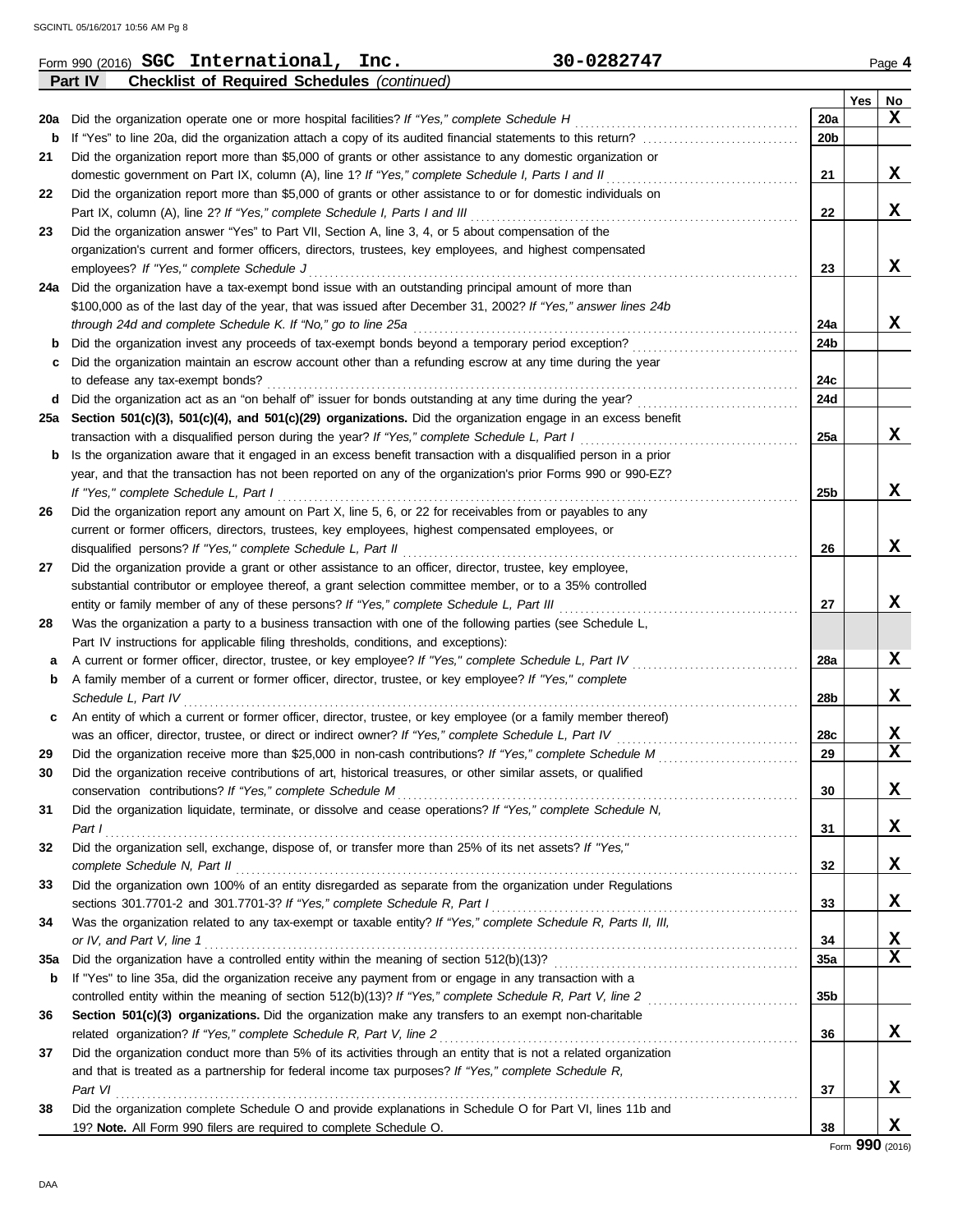Form 990 (2016) **SGC International, Inc.** **30-0282747** Page **4**

**Part IV** **Checklist of Required Schedules** *(continued)*

| | | | Yes | No |
|---|---|---|---|---|
| **20a** | Did the organization operate one or more hospital facilities? *If "Yes," complete Schedule H* | **20a** | | X |
| **b** | If "Yes" to line 20a, did the organization attach a copy of its audited financial statements to this return? | **20b** | | |
| **21** | Did the organization report more than $5,000 of grants or other assistance to any domestic organization or domestic government on Part IX, column (A), line 1? *If "Yes," complete Schedule I, Parts I and II* | **21** | | X |
| **22** | Did the organization report more than $5,000 of grants or other assistance to or for domestic individuals on Part IX, column (A), line 2? *If "Yes," complete Schedule I, Parts I and III* | **22** | | X |
| **23** | Did the organization answer "Yes" to Part VII, Section A, line 3, 4, or 5 about compensation of the organization's current and former officers, directors, trustees, key employees, and highest compensated employees? *If "Yes," complete Schedule J* | **23** | | X |
| **24a** | Did the organization have a tax-exempt bond issue with an outstanding principal amount of more than $100,000 as of the last day of the year, that was issued after December 31, 2002? *If "Yes," answer lines 24b through 24d and complete Schedule K. If "No," go to line 25a* | **24a** | | X |
| **b** | Did the organization invest any proceeds of tax-exempt bonds beyond a temporary period exception? | **24b** | | |
| **c** | Did the organization maintain an escrow account other than a refunding escrow at any time during the year to defease any tax-exempt bonds? | **24c** | | |
| **d** | Did the organization act as an "on behalf of" issuer for bonds outstanding at any time during the year? | **24d** | | |
| **25a** | **Section 501(c)(3), 501(c)(4), and 501(c)(29) organizations.** Did the organization engage in an excess benefit transaction with a disqualified person during the year? *If "Yes," complete Schedule L, Part I* | **25a** | | X |
| **b** | Is the organization aware that it engaged in an excess benefit transaction with a disqualified person in a prior year, and that the transaction has not been reported on any of the organization's prior Forms 990 or 990-EZ? *If "Yes," complete Schedule L, Part I* | **25b** | | X |
| **26** | Did the organization report any amount on Part X, line 5, 6, or 22 for receivables from or payables to any current or former officers, directors, trustees, key employees, highest compensated employees, or disqualified persons? *If "Yes," complete Schedule L, Part II* | **26** | | X |
| **27** | Did the organization provide a grant or other assistance to an officer, director, trustee, key employee, substantial contributor or employee thereof, a grant selection committee member, or to a 35% controlled entity or family member of any of these persons? *If "Yes," complete Schedule L, Part III* | **27** | | X |
| **28** | Was the organization a party to a business transaction with one of the following parties (see Schedule L, Part IV instructions for applicable filing thresholds, conditions, and exceptions): | | | |
| **a** | A current or former officer, director, trustee, or key employee? *If "Yes," complete Schedule L, Part IV* | **28a** | | X |
| **b** | A family member of a current or former officer, director, trustee, or key employee? *If "Yes," complete Schedule L, Part IV* | **28b** | | X |
| **c** | An entity of which a current or former officer, director, trustee, or key employee (or a family member thereof) was an officer, director, trustee, or direct or indirect owner? *If "Yes," complete Schedule L, Part IV* | **28c** | | X |
| **29** | Did the organization receive more than $25,000 in non-cash contributions? *If "Yes," complete Schedule M* | **29** | | X |
| **30** | Did the organization receive contributions of art, historical treasures, or other similar assets, or qualified conservation contributions? *If "Yes," complete Schedule M* | **30** | | X |
| **31** | Did the organization liquidate, terminate, or dissolve and cease operations? *If "Yes," complete Schedule N, Part I* | **31** | | X |
| **32** | Did the organization sell, exchange, dispose of, or transfer more than 25% of its net assets? *If "Yes," complete Schedule N, Part II* | **32** | | X |
| **33** | Did the organization own 100% of an entity disregarded as separate from the organization under Regulations sections 301.7701-2 and 301.7701-3? *If "Yes," complete Schedule R, Part I* | **33** | | X |
| **34** | Was the organization related to any tax-exempt or taxable entity? *If "Yes," complete Schedule R, Parts II, III, or IV, and Part V, line 1* | **34** | | X |
| **35a** | Did the organization have a controlled entity within the meaning of section 512(b)(13)? | **35a** | | X |
| **b** | If "Yes" to line 35a, did the organization receive any payment from or engage in any transaction with a controlled entity within the meaning of section 512(b)(13)? *If "Yes," complete Schedule R, Part V, line 2* | **35b** | | |
| **36** | **Section 501(c)(3) organizations.** Did the organization make any transfers to an exempt non-charitable related organization? *If "Yes," complete Schedule R, Part V, line 2* | **36** | | X |
| **37** | Did the organization conduct more than 5% of its activities through an entity that is not a related organization and that is treated as a partnership for federal income tax purposes? *If "Yes," complete Schedule R, Part VI* | **37** | | X |
| **38** | Did the organization complete Schedule O and provide explanations in Schedule O for Part VI, lines 11b and 19? **Note.** All Form 990 filers are required to complete Schedule O. | **38** | | X |

Form **990** (2016)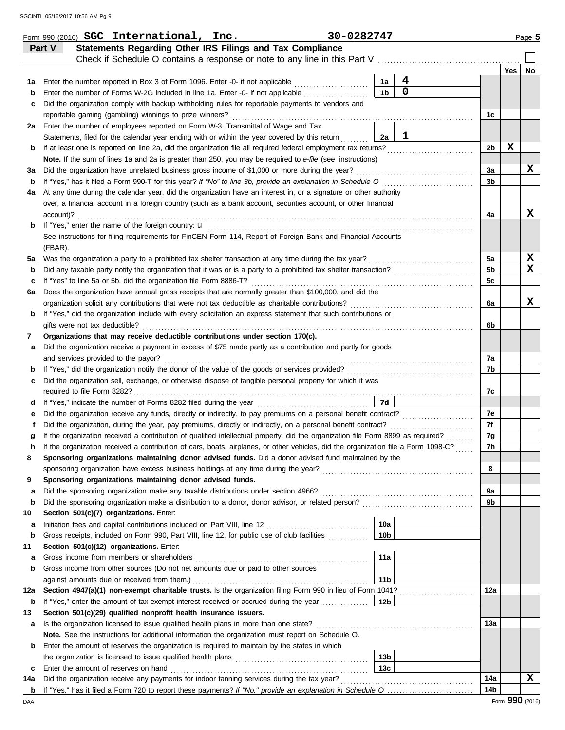Form 990 (2016) **SGC International, Inc.** 30-0282747 Page **5**

## Part V Statements Regarding Other IRS Filings and Tax Compliance

Check if Schedule O contains a response or note to any line in this Part V ☐

| | | | | | Yes | No |
|---|---|---|---|---|---|---|
| **1a** | Enter the number reported in Box 3 of Form 1096. Enter -0- if not applicable | 1a | 4 | | | |
| **b** | Enter the number of Forms W-2G included in line 1a. Enter -0- if not applicable | 1b | 0 | | | |
| **c** | Did the organization comply with backup withholding rules for reportable payments to vendors and reportable gaming (gambling) winnings to prize winners? | | | 1c | | |
| **2a** | Enter the number of employees reported on Form W-3, Transmittal of Wage and Tax Statements, filed for the calendar year ending with or within the year covered by this return | 2a | 1 | | | |
| **b** | If at least one is reported on line 2a, did the organization file all required federal employment tax returns? | | | 2b | X | |
| | **Note.** If the sum of lines 1a and 2a is greater than 250, you may be required to *e-file* (see instructions) | | | | | |
| **3a** | Did the organization have unrelated business gross income of $1,000 or more during the year? | | | 3a | | X |
| **b** | If "Yes," has it filed a Form 990-T for this year? *If "No" to line 3b, provide an explanation in Schedule O* | | | 3b | | |
| **4a** | At any time during the calendar year, did the organization have an interest in, or a signature or other authority over, a financial account in a foreign country (such as a bank account, securities account, or other financial account)? | | | 4a | | X |
| **b** | If "Yes," enter the name of the foreign country: u | | | | | |
| | See instructions for filing requirements for FinCEN Form 114, Report of Foreign Bank and Financial Accounts (FBAR). | | | | | |
| **5a** | Was the organization a party to a prohibited tax shelter transaction at any time during the tax year? | | | 5a | | X |
| **b** | Did any taxable party notify the organization that it was or is a party to a prohibited tax shelter transaction? | | | 5b | | X |
| **c** | If "Yes" to line 5a or 5b, did the organization file Form 8886-T? | | | 5c | | |
| **6a** | Does the organization have annual gross receipts that are normally greater than $100,000, and did the organization solicit any contributions that were not tax deductible as charitable contributions? | | | 6a | | X |
| **b** | If "Yes," did the organization include with every solicitation an express statement that such contributions or gifts were not tax deductible? | | | 6b | | |
| **7** | **Organizations that may receive deductible contributions under section 170(c).** | | | | | |
| **a** | Did the organization receive a payment in excess of $75 made partly as a contribution and partly for goods and services provided to the payor? | | | 7a | | |
| **b** | If "Yes," did the organization notify the donor of the value of the goods or services provided? | | | 7b | | |
| **c** | Did the organization sell, exchange, or otherwise dispose of tangible personal property for which it was required to file Form 8282? | | | 7c | | |
| **d** | If "Yes," indicate the number of Forms 8282 filed during the year | 7d | | | | |
| **e** | Did the organization receive any funds, directly or indirectly, to pay premiums on a personal benefit contract? | | | 7e | | |
| **f** | Did the organization, during the year, pay premiums, directly or indirectly, on a personal benefit contract? | | | 7f | | |
| **g** | If the organization received a contribution of qualified intellectual property, did the organization file Form 8899 as required? | | | 7g | | |
| **h** | If the organization received a contribution of cars, boats, airplanes, or other vehicles, did the organization file a Form 1098-C? | | | 7h | | |
| **8** | **Sponsoring organizations maintaining donor advised funds.** Did a donor advised fund maintained by the sponsoring organization have excess business holdings at any time during the year? | | | 8 | | |
| **9** | **Sponsoring organizations maintaining donor advised funds.** | | | | | |
| **a** | Did the sponsoring organization make any taxable distributions under section 4966? | | | 9a | | |
| **b** | Did the sponsoring organization make a distribution to a donor, donor advisor, or related person? | | | 9b | | |
| **10** | **Section 501(c)(7) organizations.** Enter: | | | | | |
| **a** | Initiation fees and capital contributions included on Part VIII, line 12 | 10a | | | | |
| **b** | Gross receipts, included on Form 990, Part VIII, line 12, for public use of club facilities | 10b | | | | |
| **11** | **Section 501(c)(12) organizations.** Enter: | | | | | |
| **a** | Gross income from members or shareholders | 11a | | | | |
| **b** | Gross income from other sources (Do not net amounts due or paid to other sources against amounts due or received from them.) | 11b | | | | |
| **12a** | **Section 4947(a)(1) non-exempt charitable trusts.** Is the organization filing Form 990 in lieu of Form 1041? | | | 12a | | |
| **b** | If "Yes," enter the amount of tax-exempt interest received or accrued during the year | 12b | | | | |
| **13** | **Section 501(c)(29) qualified nonprofit health insurance issuers.** | | | | | |
| **a** | Is the organization licensed to issue qualified health plans in more than one state? | | | 13a | | |
| | **Note.** See the instructions for additional information the organization must report on Schedule O. | | | | | |
| **b** | Enter the amount of reserves the organization is required to maintain by the states in which the organization is licensed to issue qualified health plans | 13b | | | | |
| **c** | Enter the amount of reserves on hand | 13c | | | | |
| **14a** | Did the organization receive any payments for indoor tanning services during the tax year? | | | 14a | | X |
| **b** | If "Yes," has it filed a Form 720 to report these payments? *If "No," provide an explanation in Schedule O* | | | 14b | | |

Form **990** (2016)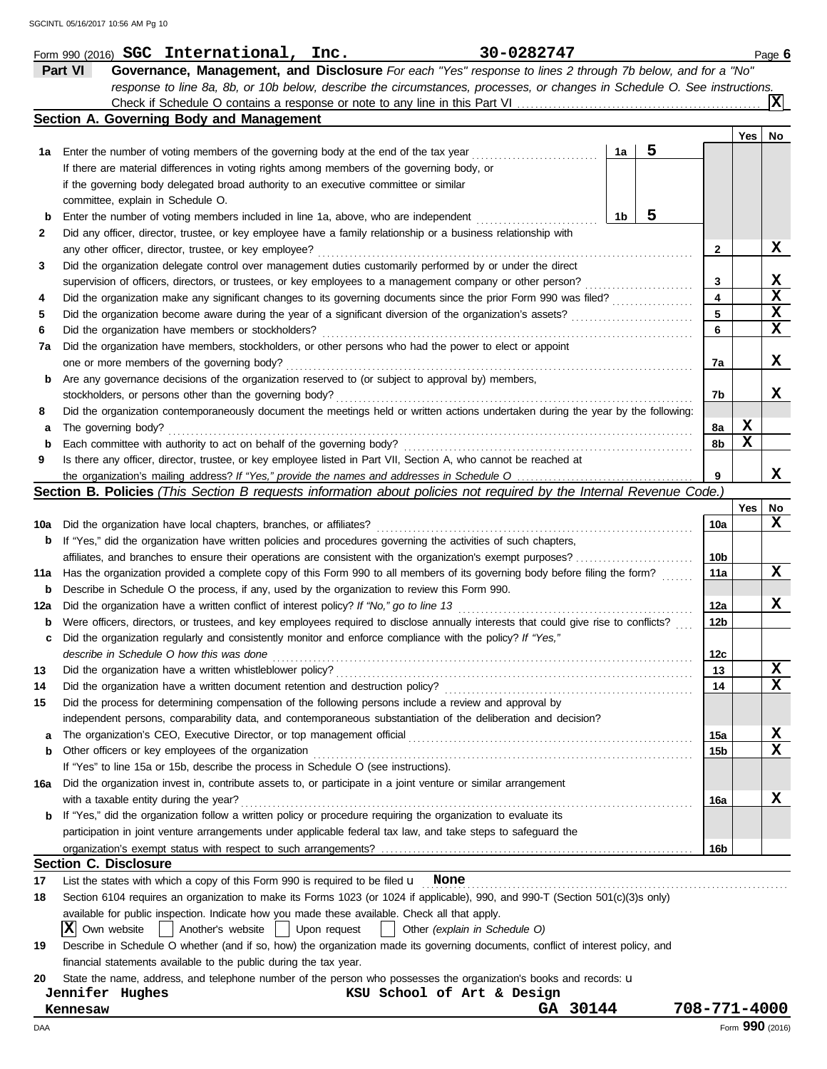Form 990 (2016) **SGC International, Inc.** 30-0282747 Page **6**

## Part VI Governance, Management, and Disclosure

*For each "Yes" response to lines 2 through 7b below, and for a "No" response to line 8a, 8b, or 10b below, describe the circumstances, processes, or changes in Schedule O. See instructions.*

Check if Schedule O contains a response or note to any line in this Part VI .......... **X**

### Section A. Governing Body and Management

| | | | | Yes | No |
|---|---|---|---|---|---|
| **1a** | Enter the number of voting members of the governing body at the end of the tax year ... **1a** 5. If there are material differences in voting rights among members of the governing body, or if the governing body delegated broad authority to an executive committee or similar committee, explain in Schedule O. | | | | |
| **b** | Enter the number of voting members included in line 1a, above, who are independent ... **1b** 5 | | | | |
| **2** | Did any officer, director, trustee, or key employee have a family relationship or a business relationship with any other officer, director, trustee, or key employee? | **2** | | | X |
| **3** | Did the organization delegate control over management duties customarily performed by or under the direct supervision of officers, directors, or trustees, or key employees to a management company or other person? | **3** | | | X |
| **4** | Did the organization make any significant changes to its governing documents since the prior Form 990 was filed? | **4** | | | X |
| **5** | Did the organization become aware during the year of a significant diversion of the organization's assets? | **5** | | | X |
| **6** | Did the organization have members or stockholders? | **6** | | | X |
| **7a** | Did the organization have members, stockholders, or other persons who had the power to elect or appoint one or more members of the governing body? | **7a** | | | X |
| **b** | Are any governance decisions of the organization reserved to (or subject to approval by) members, stockholders, or persons other than the governing body? | **7b** | | | X |
| **8** | Did the organization contemporaneously document the meetings held or written actions undertaken during the year by the following: | | | | |
| **a** | The governing body? | **8a** | | X | |
| **b** | Each committee with authority to act on behalf of the governing body? | **8b** | | X | |
| **9** | Is there any officer, director, trustee, or key employee listed in Part VII, Section A, who cannot be reached at the organization's mailing address? *If "Yes," provide the names and addresses in Schedule O* | **9** | | | X |

### Section B. Policies *(This Section B requests information about policies not required by the Internal Revenue Code.)*

| | | | Yes | No |
|---|---|---|---|---|
| **10a** | Did the organization have local chapters, branches, or affiliates? | **10a** | | X |
| **b** | If "Yes," did the organization have written policies and procedures governing the activities of such chapters, affiliates, and branches to ensure their operations are consistent with the organization's exempt purposes? | **10b** | | |
| **11a** | Has the organization provided a complete copy of this Form 990 to all members of its governing body before filing the form? | **11a** | | X |
| **b** | Describe in Schedule O the process, if any, used by the organization to review this Form 990. | | | |
| **12a** | Did the organization have a written conflict of interest policy? *If "No," go to line 13* | **12a** | | X |
| **b** | Were officers, directors, or trustees, and key employees required to disclose annually interests that could give rise to conflicts? | **12b** | | |
| **c** | Did the organization regularly and consistently monitor and enforce compliance with the policy? *If "Yes," describe in Schedule O how this was done* | **12c** | | |
| **13** | Did the organization have a written whistleblower policy? | **13** | | X |
| **14** | Did the organization have a written document retention and destruction policy? | **14** | | X |
| **15** | Did the process for determining compensation of the following persons include a review and approval by independent persons, comparability data, and contemporaneous substantiation of the deliberation and decision? | | | |
| **a** | The organization's CEO, Executive Director, or top management official | **15a** | | X |
| **b** | Other officers or key employees of the organization | **15b** | | X |
| | If "Yes" to line 15a or 15b, describe the process in Schedule O (see instructions). | | | |
| **16a** | Did the organization invest in, contribute assets to, or participate in a joint venture or similar arrangement with a taxable entity during the year? | **16a** | | X |
| **b** | If "Yes," did the organization follow a written policy or procedure requiring the organization to evaluate its participation in joint venture arrangements under applicable federal tax law, and take steps to safeguard the organization's exempt status with respect to such arrangements? | **16b** | | |

### Section C. Disclosure

**17** List the states with which a copy of this Form 990 is required to be filed u **None**

**18** Section 6104 requires an organization to make its Forms 1023 (or 1024 if applicable), 990, and 990-T (Section 501(c)(3)s only) available for public inspection. Indicate how you made these available. Check all that apply.

[X] Own website [ ] Another's website [ ] Upon request [ ] Other *(explain in Schedule O)*

**19** Describe in Schedule O whether (and if so, how) the organization made its governing documents, conflict of interest policy, and financial statements available to the public during the tax year.

**20** State the name, address, and telephone number of the person who possesses the organization's books and records: u

Jennifer Hughes KSU School of Art & Design
Kennesaw GA 30144 708-771-4000

DAA Form **990** (2016)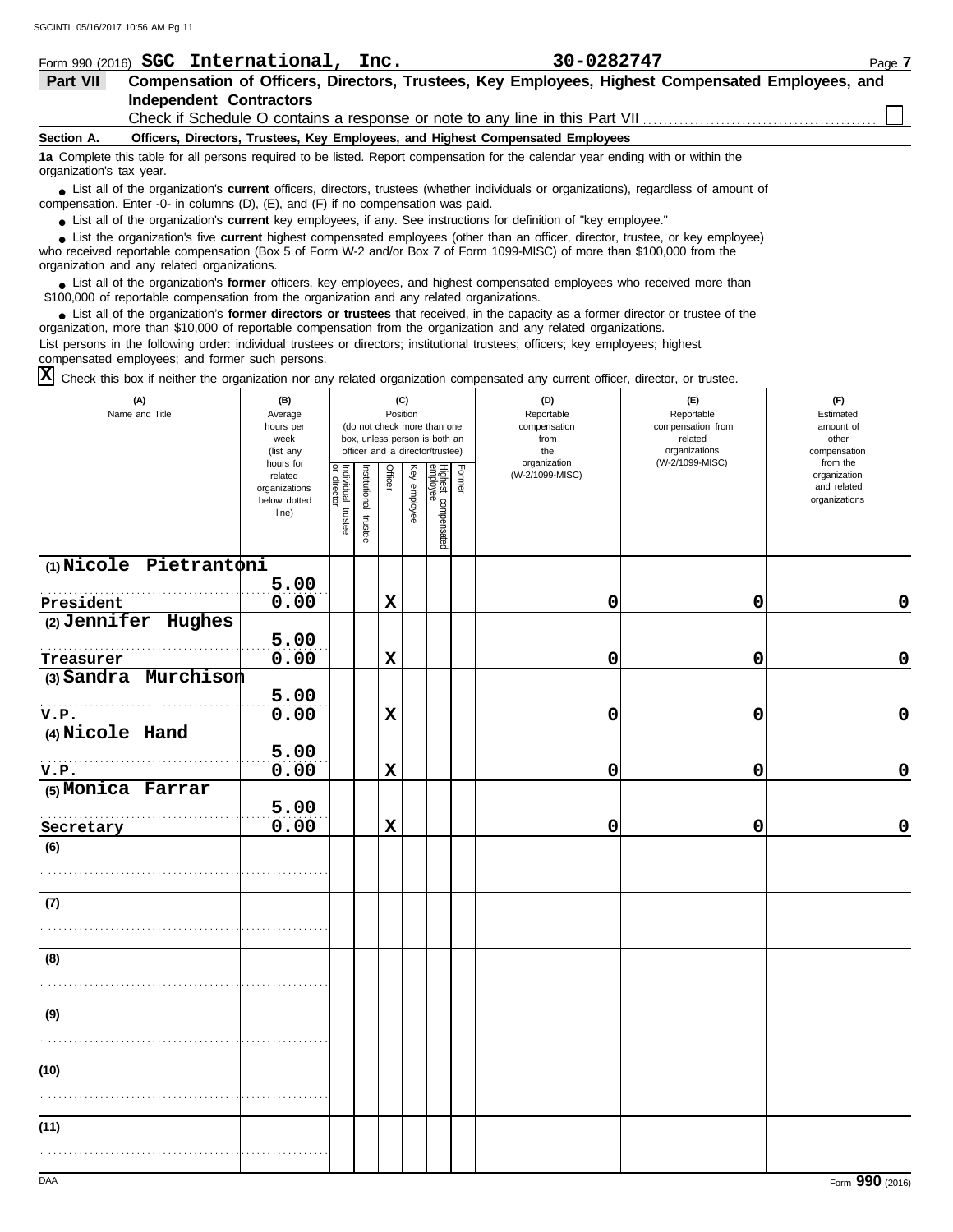Form 990 (2016) **SGC International, Inc.** **30-0282747** Page **7**

## Part VII Compensation of Officers, Directors, Trustees, Key Employees, Highest Compensated Employees, and Independent Contractors

Check if Schedule O contains a response or note to any line in this Part VII ☐

### Section A. Officers, Directors, Trustees, Key Employees, and Highest Compensated Employees

**1a** Complete this table for all persons required to be listed. Report compensation for the calendar year ending with or within the organization's tax year.

- List all of the organization's **current** officers, directors, trustees (whether individuals or organizations), regardless of amount of compensation. Enter -0- in columns (D), (E), and (F) if no compensation was paid.
- List all of the organization's **current** key employees, if any. See instructions for definition of "key employee."
- List the organization's five **current** highest compensated employees (other than an officer, director, trustee, or key employee) who received reportable compensation (Box 5 of Form W-2 and/or Box 7 of Form 1099-MISC) of more than $100,000 from the organization and any related organizations.
- List all of the organization's **former** officers, key employees, and highest compensated employees who received more than $100,000 of reportable compensation from the organization and any related organizations.
- List all of the organization's **former directors or trustees** that received, in the capacity as a former director or trustee of the organization, more than $10,000 of reportable compensation from the organization and any related organizations.

List persons in the following order: individual trustees or directors; institutional trustees; officers; key employees; highest compensated employees; and former such persons.

☒ Check this box if neither the organization nor any related organization compensated any current officer, director, or trustee.

| (A) Name and Title | (B) Average hours per week (list any hours for related organizations below dotted line) | (C) Position: Individual trustee or director | Institutional trustee | Officer | Key employee | Highest compensated employee | Former | (D) Reportable compensation from the organization (W-2/1099-MISC) | (E) Reportable compensation from related organizations (W-2/1099-MISC) | (F) Estimated amount of other compensation from the organization and related organizations |
|---|---|---|---|---|---|---|---|---|---|---|
| (1) Nicole Pietrantoni<br>President | 5.00<br>0.00 | | | X | | | | 0 | 0 | 0 |
| (2) Jennifer Hughes<br>Treasurer | 5.00<br>0.00 | | | X | | | | 0 | 0 | 0 |
| (3) Sandra Murchison<br>V.P. | 5.00<br>0.00 | | | X | | | | 0 | 0 | 0 |
| (4) Nicole Hand<br>V.P. | 5.00<br>0.00 | | | X | | | | 0 | 0 | 0 |
| (5) Monica Farrar<br>Secretary | 5.00<br>0.00 | | | X | | | | 0 | 0 | 0 |
| (6) | | | | | | | | | | |
| (7) | | | | | | | | | | |
| (8) | | | | | | | | | | |
| (9) | | | | | | | | | | |
| (10) | | | | | | | | | | |
| (11) | | | | | | | | | | |

Form **990** (2016)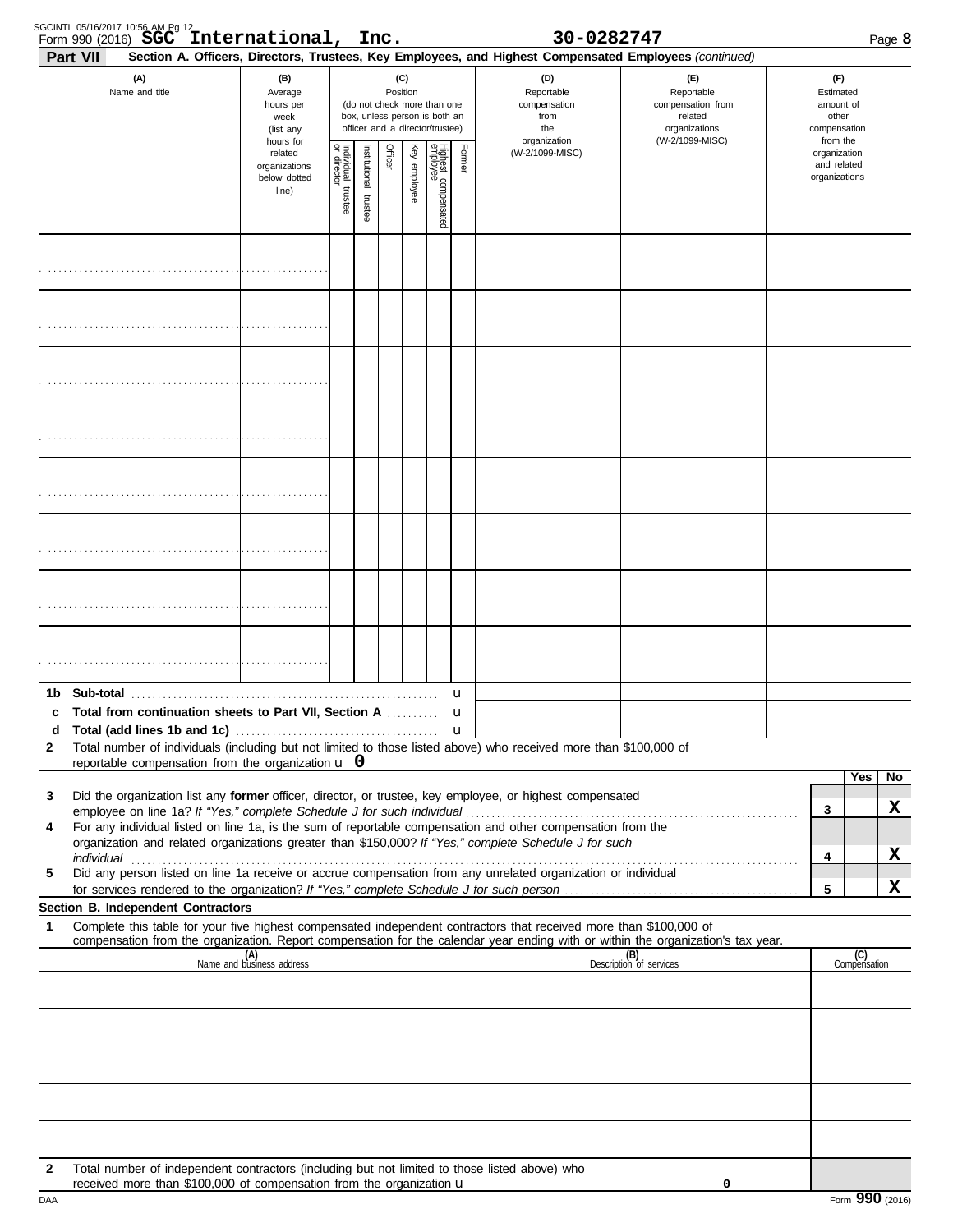Form 990 (2016) **SGC International, Inc.** **30-0282747** Page **8**

**Part VII** **Section A. Officers, Directors, Trustees, Key Employees, and Highest Compensated Employees** *(continued)*

| (A) Name and title | (B) Average hours per week (list any hours for related organizations below dotted line) | (C) Position (do not check more than one box, unless person is both an officer and a director/trustee) | | | | | | (D) Reportable compensation from the organization (W-2/1099-MISC) | (E) Reportable compensation from related organizations (W-2/1099-MISC) | (F) Estimated amount of other compensation from the organization and related organizations |
|---|---|---|---|---|---|---|---|---|---|---|
| | | Individual trustee or director | Institutional trustee | Officer | Key employee | Highest compensated employee | Former | | | |
| | | | | | | | | | | |
| | | | | | | | | | | |
| | | | | | | | | | | |
| | | | | | | | | | | |
| | | | | | | | | | | |
| | | | | | | | | | | |
| | | | | | | | | | | |
| | | | | | | | | | | |
| **1b Sub-total** | | | | | | | | | | |
| **c Total from continuation sheets to Part VII, Section A** | | | | | | | | | | |
| **d Total (add lines 1b and 1c)** | | | | | | | | | | |

**2** Total number of individuals (including but not limited to those listed above) who received more than $100,000 of reportable compensation from the organization u **0**

| | | Yes | No |
|---|---|---|---|
| **3** Did the organization list any **former** officer, director, or trustee, key employee, or highest compensated employee on line 1a? *If "Yes," complete Schedule J for such individual* | 3 | | X |
| **4** For any individual listed on line 1a, is the sum of reportable compensation and other compensation from the organization and related organizations greater than $150,000? *If "Yes," complete Schedule J for such individual* | 4 | | X |
| **5** Did any person listed on line 1a receive or accrue compensation from any unrelated organization or individual for services rendered to the organization? *If "Yes," complete Schedule J for such person* | 5 | | X |

**Section B. Independent Contractors**

**1** Complete this table for your five highest compensated independent contractors that received more than $100,000 of compensation from the organization. Report compensation for the calendar year ending with or within the organization's tax year.

| (A) Name and business address | (B) Description of services | (C) Compensation |
|---|---|---|
| | | |
| | | |
| | | |
| | | |
| | | |

**2** Total number of independent contractors (including but not limited to those listed above) who received more than $100,000 of compensation from the organization u **0**

Form **990** (2016)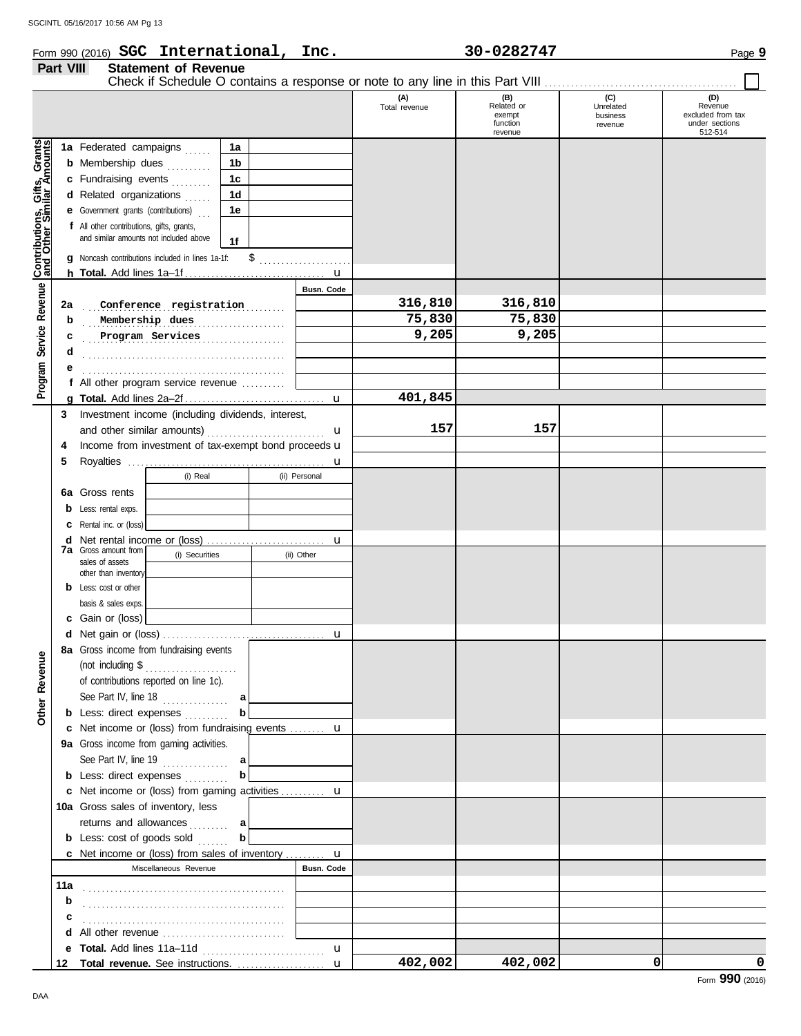Form 990 (2016) **SGC International, Inc.** **30-0282747** Page **9**

## Part VIII Statement of Revenue

Check if Schedule O contains a response or note to any line in this Part VIII ☐

| | | | | (A) Total revenue | (B) Related or exempt function revenue | (C) Unrelated business revenue | (D) Revenue excluded from tax under sections 512-514 |
|---|---|---|---|---|---|---|---|
| **Contributions, Gifts, Grants and Other Similar Amounts** | **1a** Federated campaigns | 1a | | | | | |
| | **b** Membership dues | 1b | | | | | |
| | **c** Fundraising events | 1c | | | | | |
| | **d** Related organizations | 1d | | | | | |
| | **e** Government grants (contributions) | 1e | | | | | |
| | **f** All other contributions, gifts, grants, and similar amounts not included above | 1f | | | | | |
| | **g** Noncash contributions included in lines 1a-1f: | $ | | | | | |
| | **h Total.** Add lines 1a–1f | | | | | | |
| **Program Service Revenue** | | | Busn. Code | | | | |
| | **2a** Conference registration | | | 316,810 | 316,810 | | |
| | **b** Membership dues | | | 75,830 | 75,830 | | |
| | **c** Program Services | | | 9,205 | 9,205 | | |
| | **d** | | | | | | |
| | **e** | | | | | | |
| | **f** All other program service revenue | | | | | | |
| | **g Total.** Add lines 2a–2f | | | 401,845 | | | |
| **Other Revenue** | **3** Investment income (including dividends, interest, and other similar amounts) | | | 157 | 157 | | |
| | **4** Income from investment of tax-exempt bond proceeds | | | | | | |
| | **5** Royalties | | | | | | |
| | | (i) Real | (ii) Personal | | | | |
| | **6a** Gross rents | | | | | | |
| | **b** Less: rental exps. | | | | | | |
| | **c** Rental inc. or (loss) | | | | | | |
| | **d** Net rental income or (loss) | | | | | | |
| | **7a** Gross amount from sales of assets other than inventory | (i) Securities | (ii) Other | | | | |
| | **b** Less: cost or other basis & sales exps. | | | | | | |
| | **c** Gain or (loss) | | | | | | |
| | **d** Net gain or (loss) | | | | | | |
| | **8a** Gross income from fundraising events (not including $ of contributions reported on line 1c). See Part IV, line 18 | a | | | | | |
| | **b** Less: direct expenses | b | | | | | |
| | **c** Net income or (loss) from fundraising events | | | | | | |
| | **9a** Gross income from gaming activities. See Part IV, line 19 | a | | | | | |
| | **b** Less: direct expenses | b | | | | | |
| | **c** Net income or (loss) from gaming activities | | | | | | |
| | **10a** Gross sales of inventory, less returns and allowances | a | | | | | |
| | **b** Less: cost of goods sold | b | | | | | |
| | **c** Net income or (loss) from sales of inventory | | | | | | |
| | Miscellaneous Revenue | | Busn. Code | | | | |
| | **11a** | | | | | | |
| | **b** | | | | | | |
| | **c** | | | | | | |
| | **d** All other revenue | | | | | | |
| | **e Total.** Add lines 11a–11d | | | | | | |
| | **12 Total revenue.** See instructions. | | | 402,002 | 402,002 | 0 | 0 |

Form **990** (2016)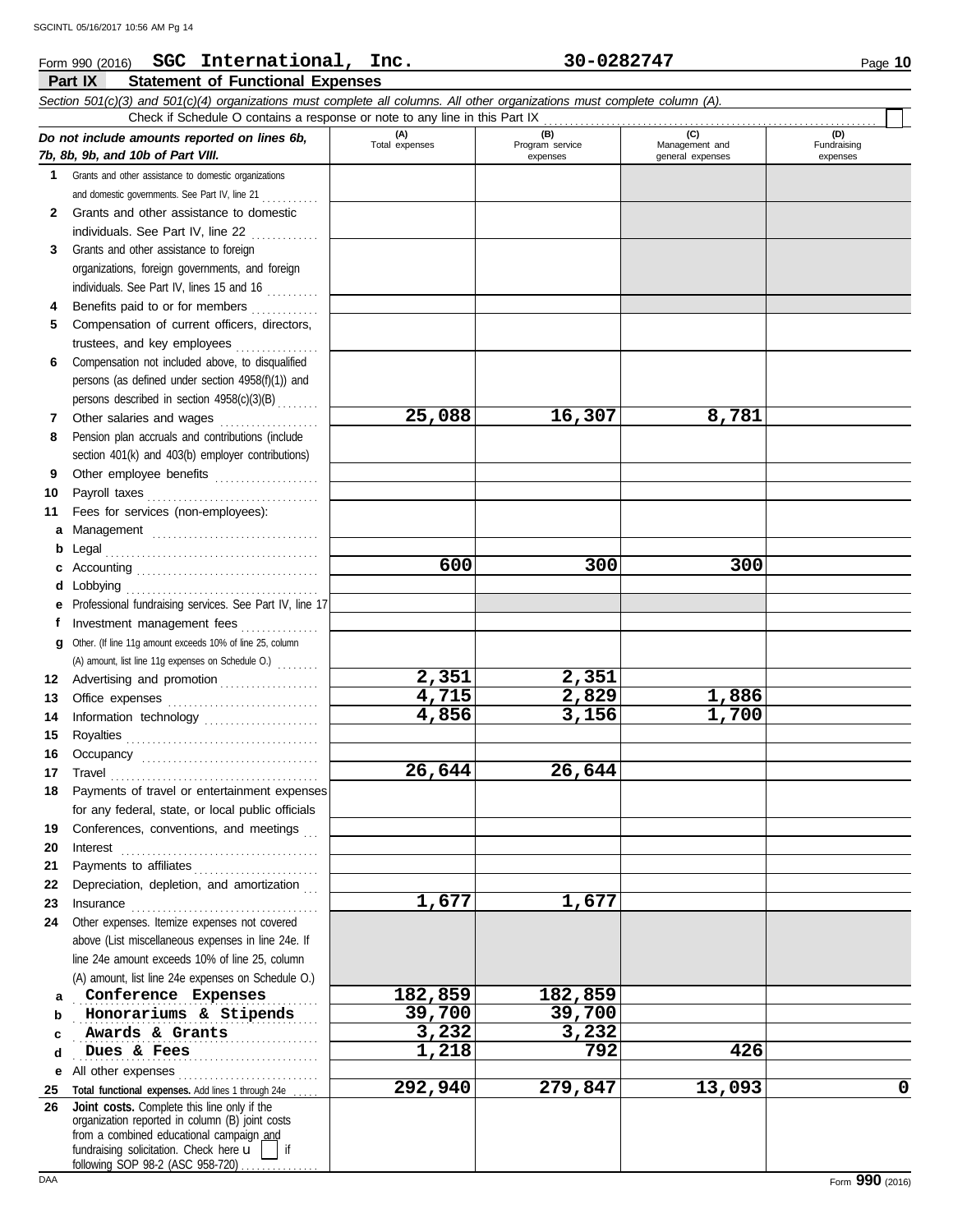Form 990 (2016) **SGC International, Inc.** **30-0282747** Page **10**

## Part IX Statement of Functional Expenses

*Section 501(c)(3) and 501(c)(4) organizations must complete all columns. All other organizations must complete column (A).*

Check if Schedule O contains a response or note to any line in this Part IX ☐

| *Do not include amounts reported on lines 6b, 7b, 8b, 9b, and 10b of Part VIII.* | (A) Total expenses | (B) Program service expenses | (C) Management and general expenses | (D) Fundraising expenses |
|---|---|---|---|---|
| **1** Grants and other assistance to domestic organizations and domestic governments. See Part IV, line 21 | | | | |
| **2** Grants and other assistance to domestic individuals. See Part IV, line 22 | | | | |
| **3** Grants and other assistance to foreign organizations, foreign governments, and foreign individuals. See Part IV, lines 15 and 16 | | | | |
| **4** Benefits paid to or for members | | | | |
| **5** Compensation of current officers, directors, trustees, and key employees | | | | |
| **6** Compensation not included above, to disqualified persons (as defined under section 4958(f)(1)) and persons described in section 4958(c)(3)(B) | | | | |
| **7** Other salaries and wages | 25,088 | 16,307 | 8,781 | |
| **8** Pension plan accruals and contributions (include section 401(k) and 403(b) employer contributions) | | | | |
| **9** Other employee benefits | | | | |
| **10** Payroll taxes | | | | |
| **11** Fees for services (non-employees): | | | | |
| **a** Management | | | | |
| **b** Legal | | | | |
| **c** Accounting | 600 | 300 | 300 | |
| **d** Lobbying | | | | |
| **e** Professional fundraising services. See Part IV, line 17 | | | | |
| **f** Investment management fees | | | | |
| **g** Other. (If line 11g amount exceeds 10% of line 25, column (A) amount, list line 11g expenses on Schedule O.) | | | | |
| **12** Advertising and promotion | 2,351 | 2,351 | | |
| **13** Office expenses | 4,715 | 2,829 | 1,886 | |
| **14** Information technology | 4,856 | 3,156 | 1,700 | |
| **15** Royalties | | | | |
| **16** Occupancy | | | | |
| **17** Travel | 26,644 | 26,644 | | |
| **18** Payments of travel or entertainment expenses for any federal, state, or local public officials | | | | |
| **19** Conferences, conventions, and meetings | | | | |
| **20** Interest | | | | |
| **21** Payments to affiliates | | | | |
| **22** Depreciation, depletion, and amortization | | | | |
| **23** Insurance | 1,677 | 1,677 | | |
| **24** Other expenses. Itemize expenses not covered above (List miscellaneous expenses in line 24e. If line 24e amount exceeds 10% of line 25, column (A) amount, list line 24e expenses on Schedule O.) | | | | |
| **a** Conference Expenses | 182,859 | 182,859 | | |
| **b** Honorariums & Stipends | 39,700 | 39,700 | | |
| **c** Awards & Grants | 3,232 | 3,232 | | |
| **d** Dues & Fees | 1,218 | 792 | 426 | |
| **e** All other expenses | | | | |
| **25** **Total functional expenses.** Add lines 1 through 24e | 292,940 | 279,847 | 13,093 | 0 |
| **26** **Joint costs.** Complete this line only if the organization reported in column (B) joint costs from a combined educational campaign and fundraising solicitation. Check here ☐ if following SOP 98-2 (ASC 958-720) | | | | |

DAA Form **990** (2016)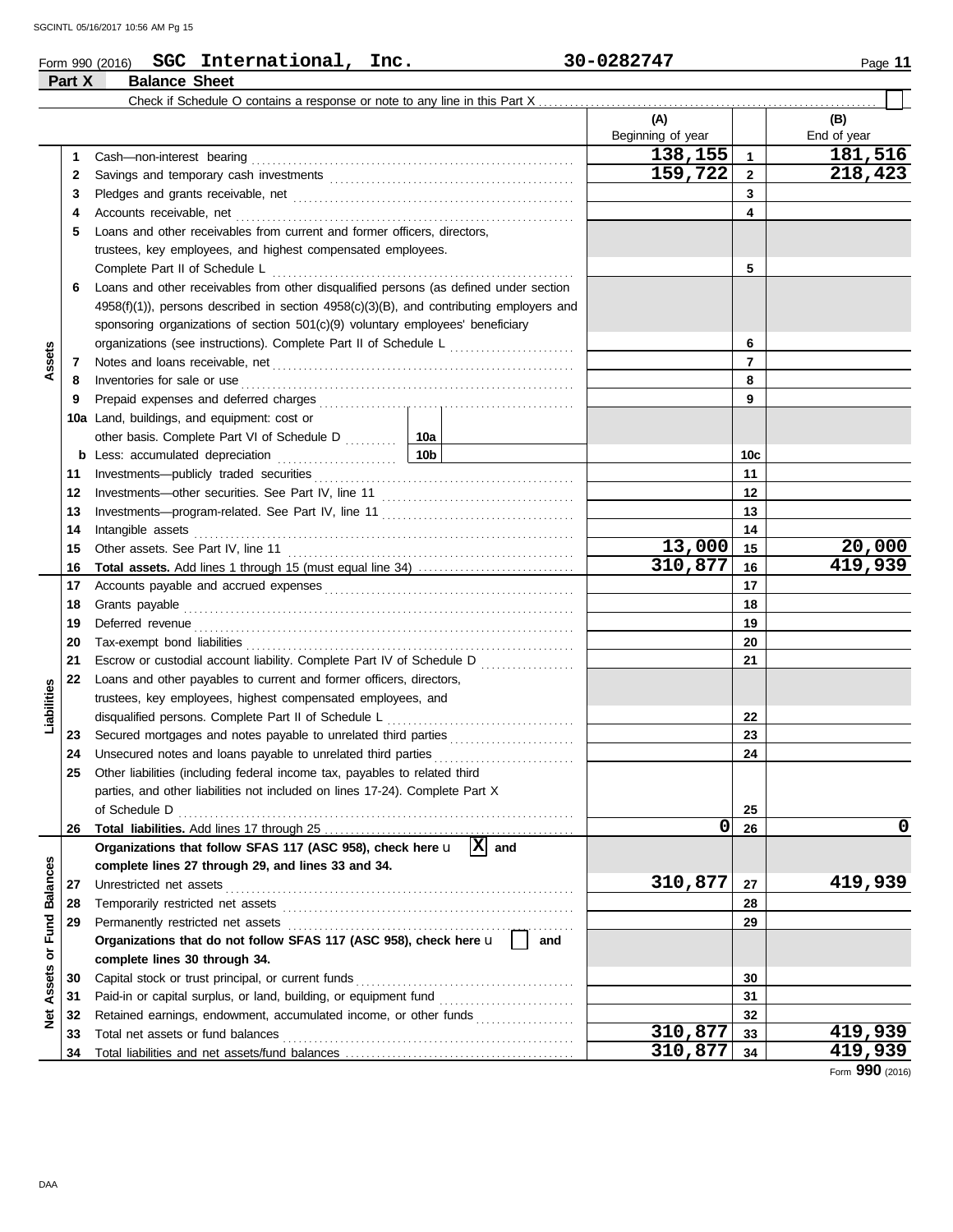Form 990 (2016) **SGC International, Inc.** 30-0282747 Page **11**

## Part X Balance Sheet

Check if Schedule O contains a response or note to any line in this Part X . . . . . . . . . . . . . . . . . . . . . . . . . . . . . . . . . . . . ☐

| | | | | (A) Beginning of year | | (B) End of year |
|---|---|---|---|---|---|---|
| **Assets** | 1 | Cash—non-interest bearing | | 138,155 | 1 | 181,516 |
| | 2 | Savings and temporary cash investments | | 159,722 | 2 | 218,423 |
| | 3 | Pledges and grants receivable, net | | | 3 | |
| | 4 | Accounts receivable, net | | | 4 | |
| | 5 | Loans and other receivables from current and former officers, directors, trustees, key employees, and highest compensated employees. Complete Part II of Schedule L | | | 5 | |
| | 6 | Loans and other receivables from other disqualified persons (as defined under section 4958(f)(1)), persons described in section 4958(c)(3)(B), and contributing employers and sponsoring organizations of section 501(c)(9) voluntary employees' beneficiary organizations (see instructions). Complete Part II of Schedule L | | | 6 | |
| | 7 | Notes and loans receivable, net | | | 7 | |
| | 8 | Inventories for sale or use | | | 8 | |
| | 9 | Prepaid expenses and deferred charges | | | 9 | |
| | 10a | Land, buildings, and equipment: cost or other basis. Complete Part VI of Schedule D | 10a | | | |
| | b | Less: accumulated depreciation | 10b | | 10c | |
| | 11 | Investments—publicly traded securities | | | 11 | |
| | 12 | Investments—other securities. See Part IV, line 11 | | | 12 | |
| | 13 | Investments—program-related. See Part IV, line 11 | | | 13 | |
| | 14 | Intangible assets | | | 14 | |
| | 15 | Other assets. See Part IV, line 11 | | 13,000 | 15 | 20,000 |
| | 16 | **Total assets.** Add lines 1 through 15 (must equal line 34) | | 310,877 | 16 | 419,939 |
| **Liabilities** | 17 | Accounts payable and accrued expenses | | | 17 | |
| | 18 | Grants payable | | | 18 | |
| | 19 | Deferred revenue | | | 19 | |
| | 20 | Tax-exempt bond liabilities | | | 20 | |
| | 21 | Escrow or custodial account liability. Complete Part IV of Schedule D | | | 21 | |
| | 22 | Loans and other payables to current and former officers, directors, trustees, key employees, highest compensated employees, and disqualified persons. Complete Part II of Schedule L | | | 22 | |
| | 23 | Secured mortgages and notes payable to unrelated third parties | | | 23 | |
| | 24 | Unsecured notes and loans payable to unrelated third parties | | | 24 | |
| | 25 | Other liabilities (including federal income tax, payables to related third parties, and other liabilities not included on lines 17-24). Complete Part X of Schedule D | | | 25 | |
| | 26 | **Total liabilities.** Add lines 17 through 25 | | 0 | 26 | 0 |
| **Net Assets or Fund Balances** | | **Organizations that follow SFAS 117 (ASC 958), check here** ☒ **and complete lines 27 through 29, and lines 33 and 34.** | | | | |
| | 27 | Unrestricted net assets | | 310,877 | 27 | 419,939 |
| | 28 | Temporarily restricted net assets | | | 28 | |
| | 29 | Permanently restricted net assets | | | 29 | |
| | | **Organizations that do not follow SFAS 117 (ASC 958), check here** ☐ **and complete lines 30 through 34.** | | | | |
| | 30 | Capital stock or trust principal, or current funds | | | 30 | |
| | 31 | Paid-in or capital surplus, or land, building, or equipment fund | | | 31 | |
| | 32 | Retained earnings, endowment, accumulated income, or other funds | | | 32 | |
| | 33 | Total net assets or fund balances | | 310,877 | 33 | 419,939 |
| | 34 | Total liabilities and net assets/fund balances | | 310,877 | 34 | 419,939 |

Form **990** (2016)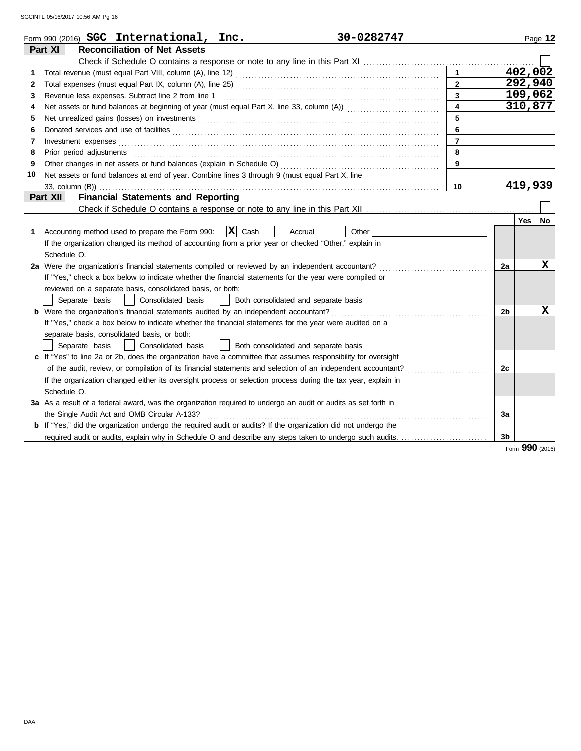Form 990 (2016) **SGC International, Inc.** 30-0282747 Page **12**

## Part XI Reconciliation of Net Assets

Check if Schedule O contains a response or note to any line in this Part XI ☐

| | | | |
|---|---|---|---|
| 1 | Total revenue (must equal Part VIII, column (A), line 12) | 1 | 402,002 |
| 2 | Total expenses (must equal Part IX, column (A), line 25) | 2 | 292,940 |
| 3 | Revenue less expenses. Subtract line 2 from line 1 | 3 | 109,062 |
| 4 | Net assets or fund balances at beginning of year (must equal Part X, line 33, column (A)) | 4 | 310,877 |
| 5 | Net unrealized gains (losses) on investments | 5 | |
| 6 | Donated services and use of facilities | 6 | |
| 7 | Investment expenses | 7 | |
| 8 | Prior period adjustments | 8 | |
| 9 | Other changes in net assets or fund balances (explain in Schedule O) | 9 | |
| 10 | Net assets or fund balances at end of year. Combine lines 3 through 9 (must equal Part X, line 33, column (B)) | 10 | 419,939 |

## Part XII Financial Statements and Reporting

Check if Schedule O contains a response or note to any line in this Part XII ☐

| | | | Yes | No |
|---|---|---|---|---|
| 1 | Accounting method used to prepare the Form 990: ☒ Cash ☐ Accrual ☐ Other<br>If the organization changed its method of accounting from a prior year or checked "Other," explain in Schedule O. | | | |
| 2a | Were the organization's financial statements compiled or reviewed by an independent accountant?<br>If "Yes," check a box below to indicate whether the financial statements for the year were compiled or reviewed on a separate basis, consolidated basis, or both:<br>☐ Separate basis ☐ Consolidated basis ☐ Both consolidated and separate basis | 2a | | X |
| b | Were the organization's financial statements audited by an independent accountant?<br>If "Yes," check a box below to indicate whether the financial statements for the year were audited on a separate basis, consolidated basis, or both:<br>☐ Separate basis ☐ Consolidated basis ☐ Both consolidated and separate basis | 2b | | X |
| c | If "Yes" to line 2a or 2b, does the organization have a committee that assumes responsibility for oversight of the audit, review, or compilation of its financial statements and selection of an independent accountant?<br>If the organization changed either its oversight process or selection process during the tax year, explain in Schedule O. | 2c | | |
| 3a | As a result of a federal award, was the organization required to undergo an audit or audits as set forth in the Single Audit Act and OMB Circular A-133? | 3a | | |
| b | If "Yes," did the organization undergo the required audit or audits? If the organization did not undergo the required audit or audits, explain why in Schedule O and describe any steps taken to undergo such audits. | 3b | | |

Form **990** (2016)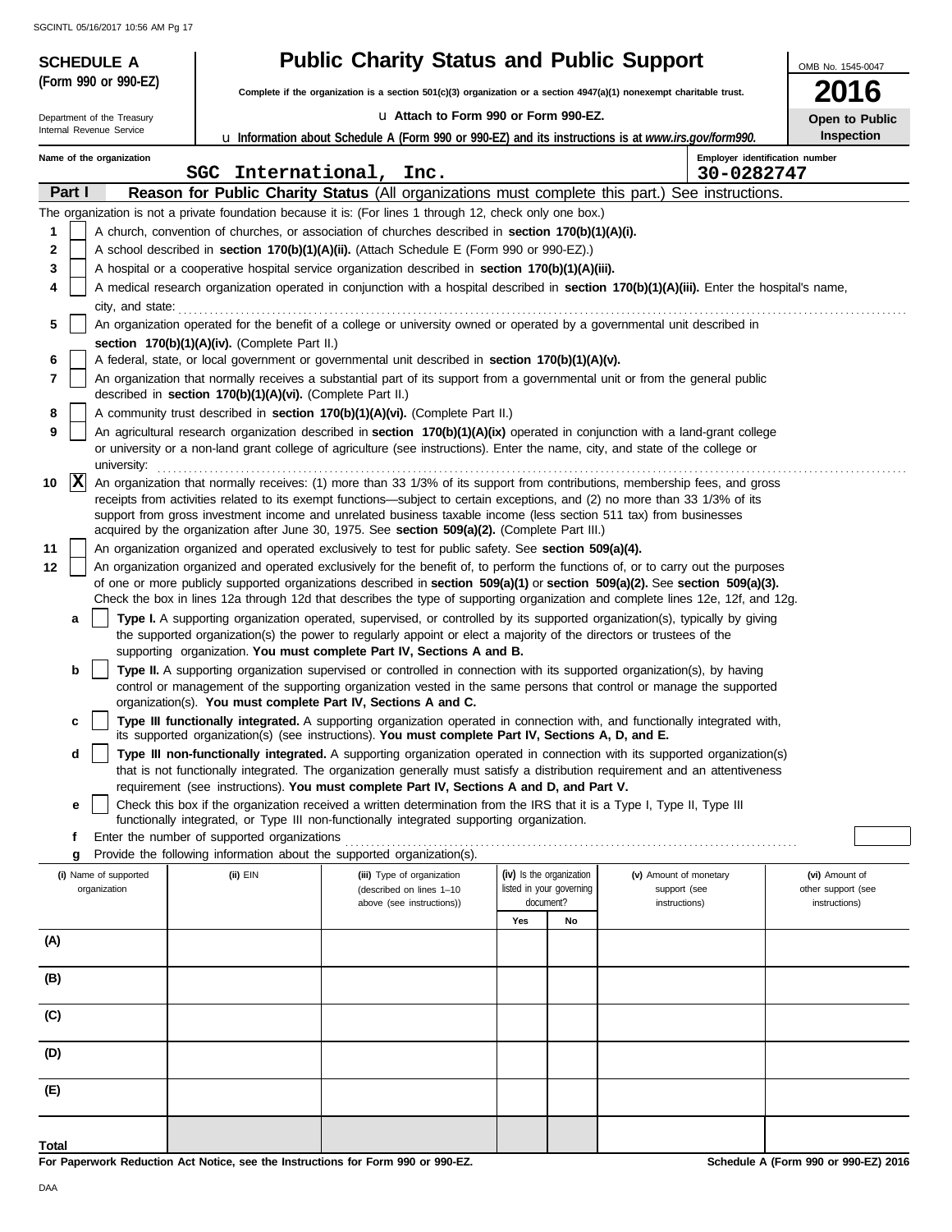**SCHEDULE A (Form 990 or 990-EZ)**

Department of the Treasury
Internal Revenue Service

# Public Charity Status and Public Support

**Complete if the organization is a section 501(c)(3) organization or a section 4947(a)(1) nonexempt charitable trust.**

u **Attach to Form 990 or Form 990-EZ.**

u **Information about Schedule A (Form 990 or 990-EZ) and its instructions is at *www.irs.gov/form990.***

OMB No. 1545-0047

**2016**

**Open to Public Inspection**

Name of the organization: SGC International, Inc.

Employer identification number: 30-0282747

## Part I Reason for Public Charity Status (All organizations must complete this part.) See instructions.

The organization is not a private foundation because it is: (For lines 1 through 12, check only one box.)

1 [ ] A church, convention of churches, or association of churches described in **section 170(b)(1)(A)(i).**

2 [ ] A school described in **section 170(b)(1)(A)(ii).** (Attach Schedule E (Form 990 or 990-EZ).)

3 [ ] A hospital or a cooperative hospital service organization described in **section 170(b)(1)(A)(iii).**

4 [ ] A medical research organization operated in conjunction with a hospital described in **section 170(b)(1)(A)(iii).** Enter the hospital's name, city, and state:

5 [ ] An organization operated for the benefit of a college or university owned or operated by a governmental unit described in **section 170(b)(1)(A)(iv).** (Complete Part II.)

6 [ ] A federal, state, or local government or governmental unit described in **section 170(b)(1)(A)(v).**

7 [ ] An organization that normally receives a substantial part of its support from a governmental unit or from the general public described in **section 170(b)(1)(A)(vi).** (Complete Part II.)

8 [ ] A community trust described in **section 170(b)(1)(A)(vi).** (Complete Part II.)

9 [ ] An agricultural research organization described in **section 170(b)(1)(A)(ix)** operated in conjunction with a land-grant college or university or a non-land grant college of agriculture (see instructions). Enter the name, city, and state of the college or university:

10 [X] An organization that normally receives: (1) more than 33 1/3% of its support from contributions, membership fees, and gross receipts from activities related to its exempt functions—subject to certain exceptions, and (2) no more than 33 1/3% of its support from gross investment income and unrelated business taxable income (less section 511 tax) from businesses acquired by the organization after June 30, 1975. See **section 509(a)(2).** (Complete Part III.)

11 [ ] An organization organized and operated exclusively to test for public safety. See **section 509(a)(4).**

12 [ ] An organization organized and operated exclusively for the benefit of, to perform the functions of, or to carry out the purposes of one or more publicly supported organizations described in **section 509(a)(1)** or **section 509(a)(2).** See **section 509(a)(3).** Check the box in lines 12a through 12d that describes the type of supporting organization and complete lines 12e, 12f, and 12g.

a [ ] **Type I.** A supporting organization operated, supervised, or controlled by its supported organization(s), typically by giving the supported organization(s) the power to regularly appoint or elect a majority of the directors or trustees of the supporting organization. **You must complete Part IV, Sections A and B.**

b [ ] **Type II.** A supporting organization supervised or controlled in connection with its supported organization(s), by having control or management of the supporting organization vested in the same persons that control or manage the supported organization(s). **You must complete Part IV, Sections A and C.**

c [ ] **Type III functionally integrated.** A supporting organization operated in connection with, and functionally integrated with, its supported organization(s) (see instructions). **You must complete Part IV, Sections A, D, and E.**

d [ ] **Type III non-functionally integrated.** A supporting organization operated in connection with its supported organization(s) that is not functionally integrated. The organization generally must satisfy a distribution requirement and an attentiveness requirement (see instructions). **You must complete Part IV, Sections A and D, and Part V.**

e [ ] Check this box if the organization received a written determination from the IRS that it is a Type I, Type II, Type III functionally integrated, or Type III non-functionally integrated supporting organization.

f Enter the number of supported organizations

g Provide the following information about the supported organization(s).

| (i) Name of supported organization | (ii) EIN | (iii) Type of organization (described on lines 1–10 above (see instructions)) | (iv) Is the organization listed in your governing document? Yes | No | (v) Amount of monetary support (see instructions) | (vi) Amount of other support (see instructions) |
|---|---|---|---|---|---|---|
| (A) | | | | | | |
| (B) | | | | | | |
| (C) | | | | | | |
| (D) | | | | | | |
| (E) | | | | | | |
| Total | | | | | | |

**For Paperwork Reduction Act Notice, see the Instructions for Form 990 or 990-EZ.**

**Schedule A (Form 990 or 990-EZ) 2016**

DAA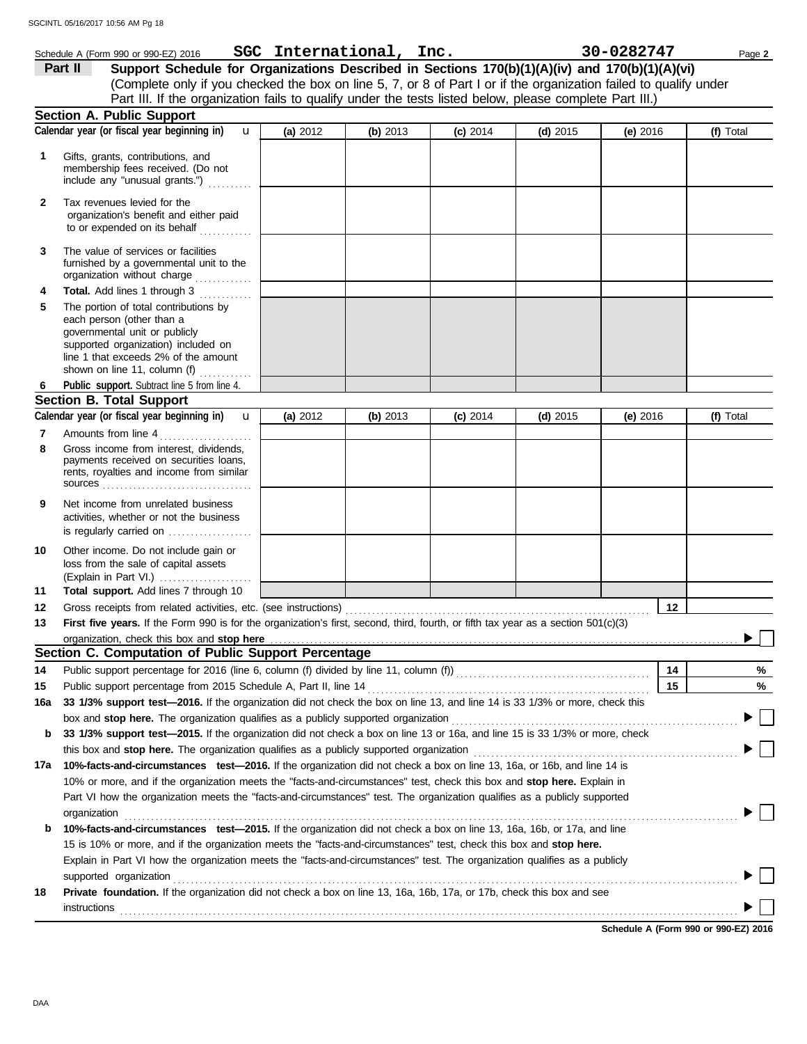Schedule A (Form 990 or 990-EZ) 2016 **SGC International, Inc.** **30-0282747** Page **2**

**Part II** **Support Schedule for Organizations Described in Sections 170(b)(1)(A)(iv) and 170(b)(1)(A)(vi)**
(Complete only if you checked the box on line 5, 7, or 8 of Part I or if the organization failed to qualify under Part III. If the organization fails to qualify under the tests listed below, please complete Part III.)

## Section A. Public Support

| Calendar year (or fiscal year beginning in) | (a) 2012 | (b) 2013 | (c) 2014 | (d) 2015 | (e) 2016 | (f) Total |
|---|---|---|---|---|---|---|
| **1** Gifts, grants, contributions, and membership fees received. (Do not include any "unusual grants.") | | | | | | |
| **2** Tax revenues levied for the organization's benefit and either paid to or expended on its behalf | | | | | | |
| **3** The value of services or facilities furnished by a governmental unit to the organization without charge | | | | | | |
| **4** **Total.** Add lines 1 through 3 | | | | | | |
| **5** The portion of total contributions by each person (other than a governmental unit or publicly supported organization) included on line 1 that exceeds 2% of the amount shown on line 11, column (f) | | | | | | |
| **6** **Public support.** Subtract line 5 from line 4. | | | | | | |

## Section B. Total Support

| Calendar year (or fiscal year beginning in) | (a) 2012 | (b) 2013 | (c) 2014 | (d) 2015 | (e) 2016 | (f) Total |
|---|---|---|---|---|---|---|
| **7** Amounts from line 4 | | | | | | |
| **8** Gross income from interest, dividends, payments received on securities loans, rents, royalties and income from similar sources | | | | | | |
| **9** Net income from unrelated business activities, whether or not the business is regularly carried on | | | | | | |
| **10** Other income. Do not include gain or loss from the sale of capital assets (Explain in Part VI.) | | | | | | |
| **11** **Total support.** Add lines 7 through 10 | | | | | | |

**12** Gross receipts from related activities, etc. (see instructions) **12**

**13** **First five years.** If the Form 990 is for the organization's first, second, third, fourth, or fifth tax year as a section 501(c)(3) organization, check this box and **stop here** ☐

## Section C. Computation of Public Support Percentage

**14** Public support percentage for 2016 (line 6, column (f) divided by line 11, column (f)) **14** %

**15** Public support percentage from 2015 Schedule A, Part II, line 14 **15** %

**16a** **33 1/3% support test—2016.** If the organization did not check the box on line 13, and line 14 is 33 1/3% or more, check this box and **stop here.** The organization qualifies as a publicly supported organization ☐

**b** **33 1/3% support test—2015.** If the organization did not check a box on line 13 or 16a, and line 15 is 33 1/3% or more, check this box and **stop here.** The organization qualifies as a publicly supported organization ☐

**17a** **10%-facts-and-circumstances test—2016.** If the organization did not check a box on line 13, 16a, or 16b, and line 14 is 10% or more, and if the organization meets the "facts-and-circumstances" test, check this box and **stop here.** Explain in Part VI how the organization meets the "facts-and-circumstances" test. The organization qualifies as a publicly supported organization ☐

**b** **10%-facts-and-circumstances test—2015.** If the organization did not check a box on line 13, 16a, 16b, or 17a, and line 15 is 10% or more, and if the organization meets the "facts-and-circumstances" test, check this box and **stop here.** Explain in Part VI how the organization meets the "facts-and-circumstances" test. The organization qualifies as a publicly supported organization ☐

**18** **Private foundation.** If the organization did not check a box on line 13, 16a, 16b, 17a, or 17b, check this box and see instructions ☐

**Schedule A (Form 990 or 990-EZ) 2016**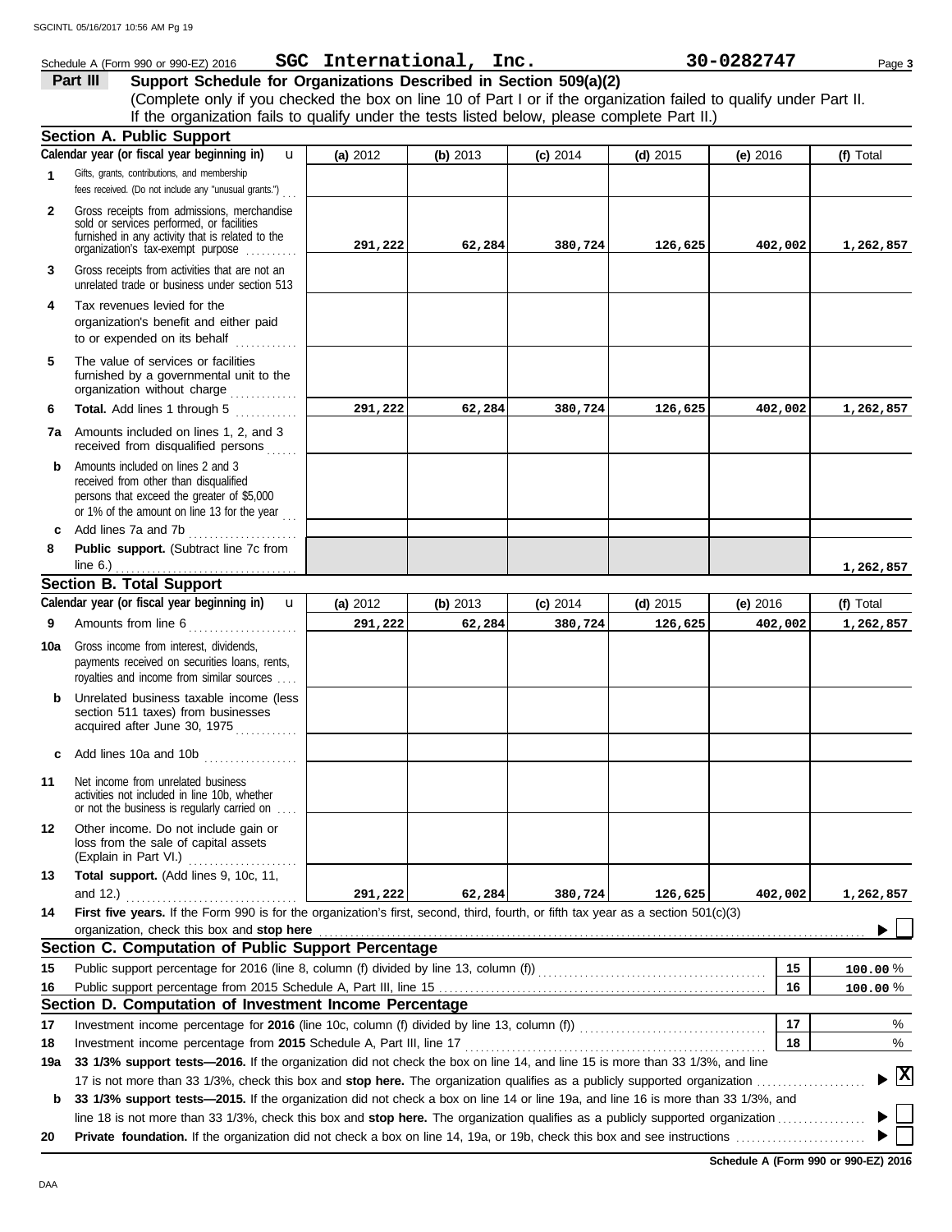Schedule A (Form 990 or 990-EZ) 2016 **SGC International, Inc.** **30-0282747** Page **3**

## Part III Support Schedule for Organizations Described in Section 509(a)(2)

(Complete only if you checked the box on line 10 of Part I or if the organization failed to qualify under Part II. If the organization fails to qualify under the tests listed below, please complete Part II.)

### Section A. Public Support

| | Calendar year (or fiscal year beginning in) | (a) 2012 | (b) 2013 | (c) 2014 | (d) 2015 | (e) 2016 | (f) Total |
|---|---|---|---|---|---|---|---|
| 1 | Gifts, grants, contributions, and membership fees received. (Do not include any "unusual grants.") | | | | | | |
| 2 | Gross receipts from admissions, merchandise sold or services performed, or facilities furnished in any activity that is related to the organization's tax-exempt purpose | 291,222 | 62,284 | 380,724 | 126,625 | 402,002 | 1,262,857 |
| 3 | Gross receipts from activities that are not an unrelated trade or business under section 513 | | | | | | |
| 4 | Tax revenues levied for the organization's benefit and either paid to or expended on its behalf | | | | | | |
| 5 | The value of services or facilities furnished by a governmental unit to the organization without charge | | | | | | |
| 6 | **Total.** Add lines 1 through 5 | 291,222 | 62,284 | 380,724 | 126,625 | 402,002 | 1,262,857 |
| 7a | Amounts included on lines 1, 2, and 3 received from disqualified persons | | | | | | |
| b | Amounts included on lines 2 and 3 received from other than disqualified persons that exceed the greater of $5,000 or 1% of the amount on line 13 for the year | | | | | | |
| c | Add lines 7a and 7b | | | | | | |
| 8 | **Public support.** (Subtract line 7c from line 6.) | | | | | | 1,262,857 |

### Section B. Total Support

| | Calendar year (or fiscal year beginning in) | (a) 2012 | (b) 2013 | (c) 2014 | (d) 2015 | (e) 2016 | (f) Total |
|---|---|---|---|---|---|---|---|
| 9 | Amounts from line 6 | 291,222 | 62,284 | 380,724 | 126,625 | 402,002 | 1,262,857 |
| 10a | Gross income from interest, dividends, payments received on securities loans, rents, royalties and income from similar sources | | | | | | |
| b | Unrelated business taxable income (less section 511 taxes) from businesses acquired after June 30, 1975 | | | | | | |
| c | Add lines 10a and 10b | | | | | | |
| 11 | Net income from unrelated business activities not included in line 10b, whether or not the business is regularly carried on | | | | | | |
| 12 | Other income. Do not include gain or loss from the sale of capital assets (Explain in Part VI.) | | | | | | |
| 13 | **Total support.** (Add lines 9, 10c, 11, and 12.) | 291,222 | 62,284 | 380,724 | 126,625 | 402,002 | 1,262,857 |

**14** **First five years.** If the Form 990 is for the organization's first, second, third, fourth, or fifth tax year as a section 501(c)(3) organization, check this box and **stop here** ☐

### Section C. Computation of Public Support Percentage

| | | | |
|---|---|---|---|
| 15 | Public support percentage for 2016 (line 8, column (f) divided by line 13, column (f)) | 15 | 100.00 % |
| 16 | Public support percentage from 2015 Schedule A, Part III, line 15 | 16 | 100.00 % |

### Section D. Computation of Investment Income Percentage

| | | | |
|---|---|---|---|
| 17 | Investment income percentage for **2016** (line 10c, column (f) divided by line 13, column (f)) | 17 | % |
| 18 | Investment income percentage from **2015** Schedule A, Part III, line 17 | 18 | % |

**19a** **33 1/3% support tests—2016.** If the organization did not check the box on line 14, and line 15 is more than 33 1/3%, and line 17 is not more than 33 1/3%, check this box and **stop here.** The organization qualifies as a publicly supported organization ☒

**b** **33 1/3% support tests—2015.** If the organization did not check a box on line 14 or line 19a, and line 16 is more than 33 1/3%, and line 18 is not more than 33 1/3%, check this box and **stop here.** The organization qualifies as a publicly supported organization ☐

**20** **Private foundation.** If the organization did not check a box on line 14, 19a, or 19b, check this box and see instructions ☐

**Schedule A (Form 990 or 990-EZ) 2016**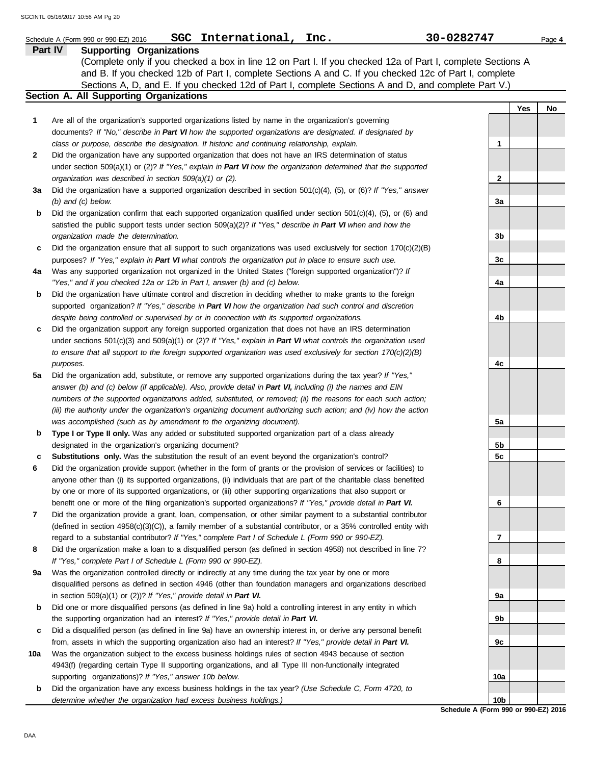Schedule A (Form 990 or 990-EZ) 2016 **SGC International, Inc.** **30-0282747** Page **4**

## Part IV Supporting Organizations

(Complete only if you checked a box in line 12 on Part I. If you checked 12a of Part I, complete Sections A and B. If you checked 12b of Part I, complete Sections A and C. If you checked 12c of Part I, complete Sections A, D, and E. If you checked 12d of Part I, complete Sections A and D, and complete Part V.)

### Section A. All Supporting Organizations

| | | | Yes | No |
|---|---|---|---|---|
| **1** | Are all of the organization's supported organizations listed by name in the organization's governing documents? *If "No," describe in **Part VI** how the supported organizations are designated. If designated by class or purpose, describe the designation. If historic and continuing relationship, explain.* | **1** | | |
| **2** | Did the organization have any supported organization that does not have an IRS determination of status under section 509(a)(1) or (2)? *If "Yes," explain in **Part VI** how the organization determined that the supported organization was described in section 509(a)(1) or (2).* | **2** | | |
| **3a** | Did the organization have a supported organization described in section 501(c)(4), (5), or (6)? *If "Yes," answer (b) and (c) below.* | **3a** | | |
| **b** | Did the organization confirm that each supported organization qualified under section 501(c)(4), (5), or (6) and satisfied the public support tests under section 509(a)(2)? *If "Yes," describe in **Part VI** when and how the organization made the determination.* | **3b** | | |
| **c** | Did the organization ensure that all support to such organizations was used exclusively for section 170(c)(2)(B) purposes? *If "Yes," explain in **Part VI** what controls the organization put in place to ensure such use.* | **3c** | | |
| **4a** | Was any supported organization not organized in the United States ("foreign supported organization")? *If "Yes," and if you checked 12a or 12b in Part I, answer (b) and (c) below.* | **4a** | | |
| **b** | Did the organization have ultimate control and discretion in deciding whether to make grants to the foreign supported organization? *If "Yes," describe in **Part VI** how the organization had such control and discretion despite being controlled or supervised by or in connection with its supported organizations.* | **4b** | | |
| **c** | Did the organization support any foreign supported organization that does not have an IRS determination under sections 501(c)(3) and 509(a)(1) or (2)? *If "Yes," explain in **Part VI** what controls the organization used to ensure that all support to the foreign supported organization was used exclusively for section 170(c)(2)(B) purposes.* | **4c** | | |
| **5a** | Did the organization add, substitute, or remove any supported organizations during the tax year? *If "Yes," answer (b) and (c) below (if applicable). Also, provide detail in **Part VI,** including (i) the names and EIN numbers of the supported organizations added, substituted, or removed; (ii) the reasons for each such action; (iii) the authority under the organization's organizing document authorizing such action; and (iv) how the action was accomplished (such as by amendment to the organizing document).* | **5a** | | |
| **b** | **Type I or Type II only.** Was any added or substituted supported organization part of a class already designated in the organization's organizing document? | **5b** | | |
| **c** | **Substitutions only.** Was the substitution the result of an event beyond the organization's control? | **5c** | | |
| **6** | Did the organization provide support (whether in the form of grants or the provision of services or facilities) to anyone other than (i) its supported organizations, (ii) individuals that are part of the charitable class benefited by one or more of its supported organizations, or (iii) other supporting organizations that also support or benefit one or more of the filing organization's supported organizations? *If "Yes," provide detail in **Part VI.*** | **6** | | |
| **7** | Did the organization provide a grant, loan, compensation, or other similar payment to a substantial contributor (defined in section 4958(c)(3)(C)), a family member of a substantial contributor, or a 35% controlled entity with regard to a substantial contributor? *If "Yes," complete Part I of Schedule L (Form 990 or 990-EZ).* | **7** | | |
| **8** | Did the organization make a loan to a disqualified person (as defined in section 4958) not described in line 7? *If "Yes," complete Part I of Schedule L (Form 990 or 990-EZ).* | **8** | | |
| **9a** | Was the organization controlled directly or indirectly at any time during the tax year by one or more disqualified persons as defined in section 4946 (other than foundation managers and organizations described in section 509(a)(1) or (2))? *If "Yes," provide detail in **Part VI.*** | **9a** | | |
| **b** | Did one or more disqualified persons (as defined in line 9a) hold a controlling interest in any entity in which the supporting organization had an interest? *If "Yes," provide detail in **Part VI.*** | **9b** | | |
| **c** | Did a disqualified person (as defined in line 9a) have an ownership interest in, or derive any personal benefit from, assets in which the supporting organization also had an interest? *If "Yes," provide detail in **Part VI.*** | **9c** | | |
| **10a** | Was the organization subject to the excess business holdings rules of section 4943 because of section 4943(f) (regarding certain Type II supporting organizations, and all Type III non-functionally integrated supporting organizations)? *If "Yes," answer 10b below.* | **10a** | | |
| **b** | Did the organization have any excess business holdings in the tax year? *(Use Schedule C, Form 4720, to determine whether the organization had excess business holdings.)* | **10b** | | |

**Schedule A (Form 990 or 990-EZ) 2016**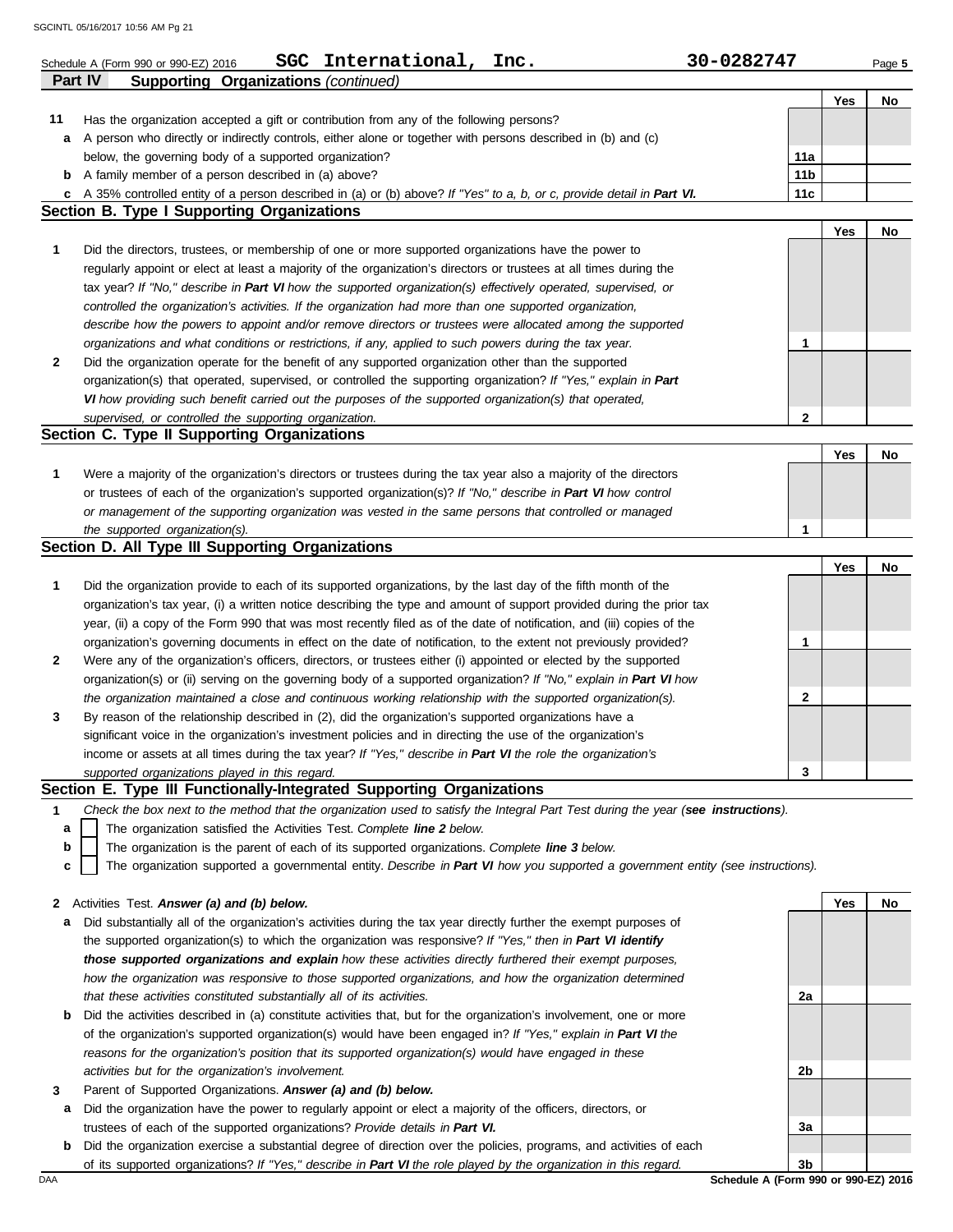Schedule A (Form 990 or 990-EZ) 2016 **SGC International, Inc.** **30-0282747** Page **5**

## Part IV Supporting Organizations *(continued)*

| | | | Yes | No |
|---|---|---|---|---|
| **11** | Has the organization accepted a gift or contribution from any of the following persons? | | | |
| **a** | A person who directly or indirectly controls, either alone or together with persons described in (b) and (c) below, the governing body of a supported organization? | **11a** | | |
| **b** | A family member of a person described in (a) above? | **11b** | | |
| **c** | A 35% controlled entity of a person described in (a) or (b) above? *If "Yes" to a, b, or c, provide detail in **Part VI.*** | **11c** | | |

### Section B. Type I Supporting Organizations

| | | | Yes | No |
|---|---|---|---|---|
| **1** | Did the directors, trustees, or membership of one or more supported organizations have the power to regularly appoint or elect at least a majority of the organization's directors or trustees at all times during the tax year? *If "No," describe in **Part VI** how the supported organization(s) effectively operated, supervised, or controlled the organization's activities. If the organization had more than one supported organization, describe how the powers to appoint and/or remove directors or trustees were allocated among the supported organizations and what conditions or restrictions, if any, applied to such powers during the tax year.* | **1** | | |
| **2** | Did the organization operate for the benefit of any supported organization other than the supported organization(s) that operated, supervised, or controlled the supporting organization? *If "Yes," explain in **Part VI** how providing such benefit carried out the purposes of the supported organization(s) that operated, supervised, or controlled the supporting organization.* | **2** | | |

### Section C. Type II Supporting Organizations

| | | | Yes | No |
|---|---|---|---|---|
| **1** | Were a majority of the organization's directors or trustees during the tax year also a majority of the directors or trustees of each of the organization's supported organization(s)? *If "No," describe in **Part VI** how control or management of the supporting organization was vested in the same persons that controlled or managed the supported organization(s).* | **1** | | |

### Section D. All Type III Supporting Organizations

| | | | Yes | No |
|---|---|---|---|---|
| **1** | Did the organization provide to each of its supported organizations, by the last day of the fifth month of the organization's tax year, (i) a written notice describing the type and amount of support provided during the prior tax year, (ii) a copy of the Form 990 that was most recently filed as of the date of notification, and (iii) copies of the organization's governing documents in effect on the date of notification, to the extent not previously provided? | **1** | | |
| **2** | Were any of the organization's officers, directors, or trustees either (i) appointed or elected by the supported organization(s) or (ii) serving on the governing body of a supported organization? *If "No," explain in **Part VI** how the organization maintained a close and continuous working relationship with the supported organization(s).* | **2** | | |
| **3** | By reason of the relationship described in (2), did the organization's supported organizations have a significant voice in the organization's investment policies and in directing the use of the organization's income or assets at all times during the tax year? *If "Yes," describe in **Part VI** the role the organization's supported organizations played in this regard.* | **3** | | |

### Section E. Type III Functionally-Integrated Supporting Organizations

**1** *Check the box next to the method that the organization used to satisfy the Integral Part Test during the year (**see instructions**).*

- **a** ☐ The organization satisfied the Activities Test. *Complete **line 2** below.*
- **b** ☐ The organization is the parent of each of its supported organizations. *Complete **line 3** below.*
- **c** ☐ The organization supported a governmental entity. *Describe in **Part VI** how you supported a government entity (see instructions).*

| | | | Yes | No |
|---|---|---|---|---|
| **2** | Activities Test. ***Answer (a) and (b) below.*** | | | |
| **a** | Did substantially all of the organization's activities during the tax year directly further the exempt purposes of the supported organization(s) to which the organization was responsive? *If "Yes," then in **Part VI identify those supported organizations and explain** how these activities directly furthered their exempt purposes, how the organization was responsive to those supported organizations, and how the organization determined that these activities constituted substantially all of its activities.* | **2a** | | |
| **b** | Did the activities described in (a) constitute activities that, but for the organization's involvement, one or more of the organization's supported organization(s) would have been engaged in? *If "Yes," explain in **Part VI** the reasons for the organization's position that its supported organization(s) would have engaged in these activities but for the organization's involvement.* | **2b** | | |
| **3** | Parent of Supported Organizations. ***Answer (a) and (b) below.*** | | | |
| **a** | Did the organization have the power to regularly appoint or elect a majority of the officers, directors, or trustees of each of the supported organizations? *Provide details in **Part VI.*** | **3a** | | |
| **b** | Did the organization exercise a substantial degree of direction over the policies, programs, and activities of each of its supported organizations? *If "Yes," describe in **Part VI** the role played by the organization in this regard.* | **3b** | | |

**Schedule A (Form 990 or 990-EZ) 2016**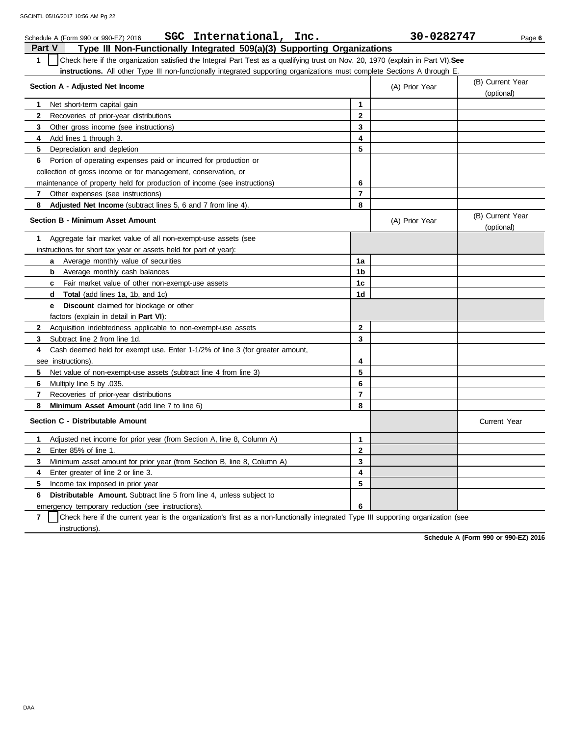Schedule A (Form 990 or 990-EZ) 2016 **SGC International, Inc.** **30-0282747** Page **6**

## Part V Type III Non-Functionally Integrated 509(a)(3) Supporting Organizations

**1** ☐ Check here if the organization satisfied the Integral Part Test as a qualifying trust on Nov. 20, 1970 (explain in Part VI). **See instructions.** All other Type III non-functionally integrated supporting organizations must complete Sections A through E.

| Section A - Adjusted Net Income | | (A) Prior Year | (B) Current Year (optional) |
|---|---|---|---|
| **1** Net short-term capital gain | **1** | | |
| **2** Recoveries of prior-year distributions | **2** | | |
| **3** Other gross income (see instructions) | **3** | | |
| **4** Add lines 1 through 3. | **4** | | |
| **5** Depreciation and depletion | **5** | | |
| **6** Portion of operating expenses paid or incurred for production or collection of gross income or for management, conservation, or maintenance of property held for production of income (see instructions) | **6** | | |
| **7** Other expenses (see instructions) | **7** | | |
| **8** **Adjusted Net Income** (subtract lines 5, 6 and 7 from line 4). | **8** | | |

| Section B - Minimum Asset Amount | | (A) Prior Year | (B) Current Year (optional) |
|---|---|---|---|
| **1** Aggregate fair market value of all non-exempt-use assets (see instructions for short tax year or assets held for part of year): | | | |
| **a** Average monthly value of securities | **1a** | | |
| **b** Average monthly cash balances | **1b** | | |
| **c** Fair market value of other non-exempt-use assets | **1c** | | |
| **d** **Total** (add lines 1a, 1b, and 1c) | **1d** | | |
| **e** **Discount** claimed for blockage or other factors (explain in detail in **Part VI**): | | | |
| **2** Acquisition indebtedness applicable to non-exempt-use assets | **2** | | |
| **3** Subtract line 2 from line 1d. | **3** | | |
| **4** Cash deemed held for exempt use. Enter 1-1/2% of line 3 (for greater amount, see instructions). | **4** | | |
| **5** Net value of non-exempt-use assets (subtract line 4 from line 3) | **5** | | |
| **6** Multiply line 5 by .035. | **6** | | |
| **7** Recoveries of prior-year distributions | **7** | | |
| **8** **Minimum Asset Amount** (add line 7 to line 6) | **8** | | |

| Section C - Distributable Amount | | | Current Year |
|---|---|---|---|
| **1** Adjusted net income for prior year (from Section A, line 8, Column A) | **1** | | |
| **2** Enter 85% of line 1. | **2** | | |
| **3** Minimum asset amount for prior year (from Section B, line 8, Column A) | **3** | | |
| **4** Enter greater of line 2 or line 3. | **4** | | |
| **5** Income tax imposed in prior year | **5** | | |
| **6** **Distributable Amount.** Subtract line 5 from line 4, unless subject to emergency temporary reduction (see instructions). | **6** | | |

**7** ☐ Check here if the current year is the organization's first as a non-functionally integrated Type III supporting organization (see instructions).

**Schedule A (Form 990 or 990-EZ) 2016**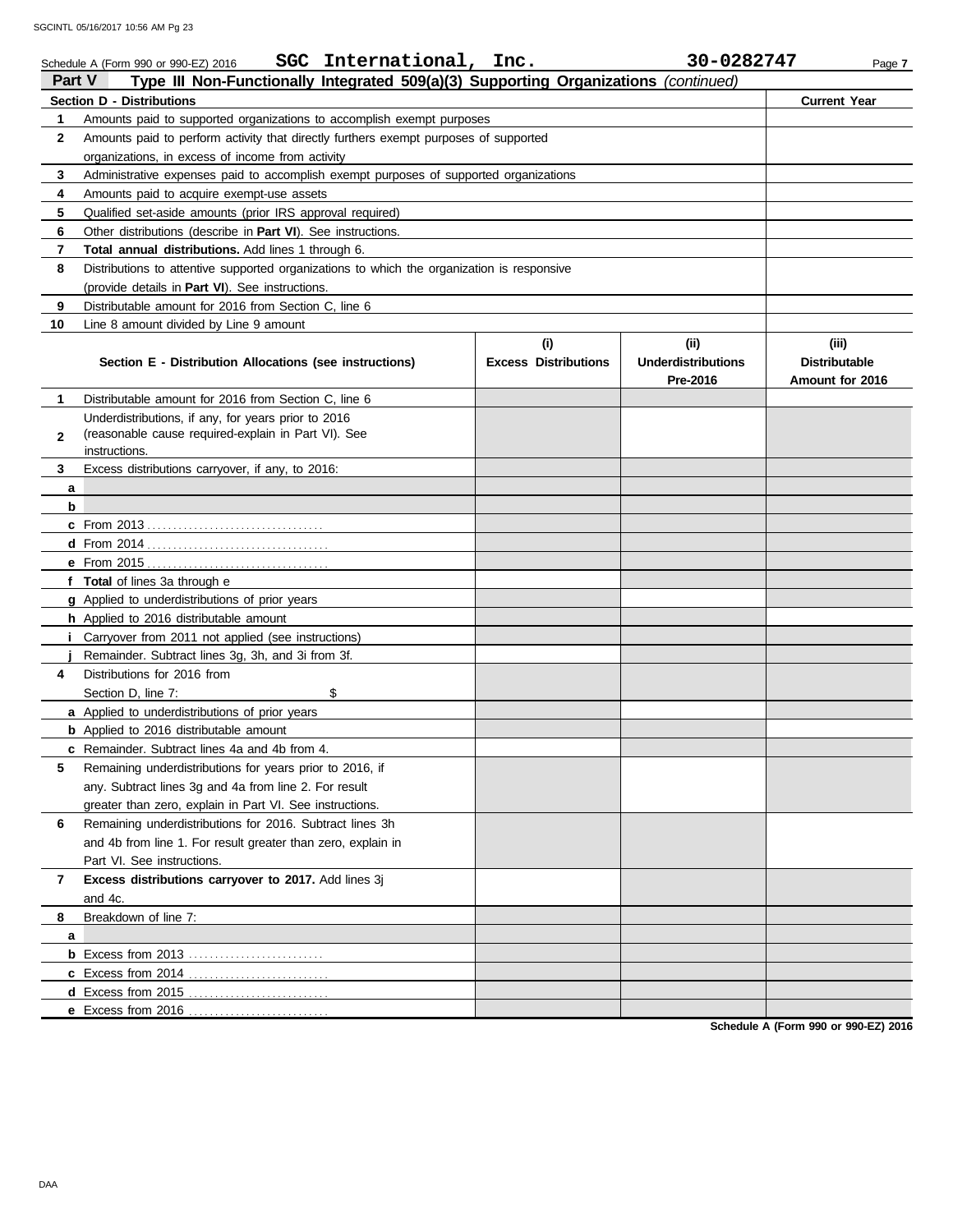Schedule A (Form 990 or 990-EZ) 2016 **SGC International, Inc.** **30-0282747** Page **7**

## Part V Type III Non-Functionally Integrated 509(a)(3) Supporting Organizations *(continued)*

| Section D - Distributions | | Current Year |
|---|---|---|
| **1** | Amounts paid to supported organizations to accomplish exempt purposes | |
| **2** | Amounts paid to perform activity that directly furthers exempt purposes of supported organizations, in excess of income from activity | |
| **3** | Administrative expenses paid to accomplish exempt purposes of supported organizations | |
| **4** | Amounts paid to acquire exempt-use assets | |
| **5** | Qualified set-aside amounts (prior IRS approval required) | |
| **6** | Other distributions (describe in **Part VI**). See instructions. | |
| **7** | **Total annual distributions.** Add lines 1 through 6. | |
| **8** | Distributions to attentive supported organizations to which the organization is responsive (provide details in **Part VI**). See instructions. | |
| **9** | Distributable amount for 2016 from Section C, line 6 | |
| **10** | Line 8 amount divided by Line 9 amount | |

| | Section E - Distribution Allocations (see instructions) | (i) Excess Distributions | (ii) Underdistributions Pre-2016 | (iii) Distributable Amount for 2016 |
|---|---|---|---|---|
| **1** | Distributable amount for 2016 from Section C, line 6 | | | |
| **2** | Underdistributions, if any, for years prior to 2016 (reasonable cause required-explain in Part VI). See instructions. | | | |
| **3** | Excess distributions carryover, if any, to 2016: | | | |
| **a** | | | | |
| **b** | | | | |
| **c** | From 2013 | | | |
| **d** | From 2014 | | | |
| **e** | From 2015 | | | |
| **f** | **Total** of lines 3a through e | | | |
| **g** | Applied to underdistributions of prior years | | | |
| **h** | Applied to 2016 distributable amount | | | |
| **i** | Carryover from 2011 not applied (see instructions) | | | |
| **j** | Remainder. Subtract lines 3g, 3h, and 3i from 3f. | | | |
| **4** | Distributions for 2016 from Section D, line 7: $ | | | |
| **a** | Applied to underdistributions of prior years | | | |
| **b** | Applied to 2016 distributable amount | | | |
| **c** | Remainder. Subtract lines 4a and 4b from 4. | | | |
| **5** | Remaining underdistributions for years prior to 2016, if any. Subtract lines 3g and 4a from line 2. For result greater than zero, explain in Part VI. See instructions. | | | |
| **6** | Remaining underdistributions for 2016. Subtract lines 3h and 4b from line 1. For result greater than zero, explain in Part VI. See instructions. | | | |
| **7** | **Excess distributions carryover to 2017.** Add lines 3j and 4c. | | | |
| **8** | Breakdown of line 7: | | | |
| **a** | | | | |
| **b** | Excess from 2013 | | | |
| **c** | Excess from 2014 | | | |
| **d** | Excess from 2015 | | | |
| **e** | Excess from 2016 | | | |

**Schedule A (Form 990 or 990-EZ) 2016**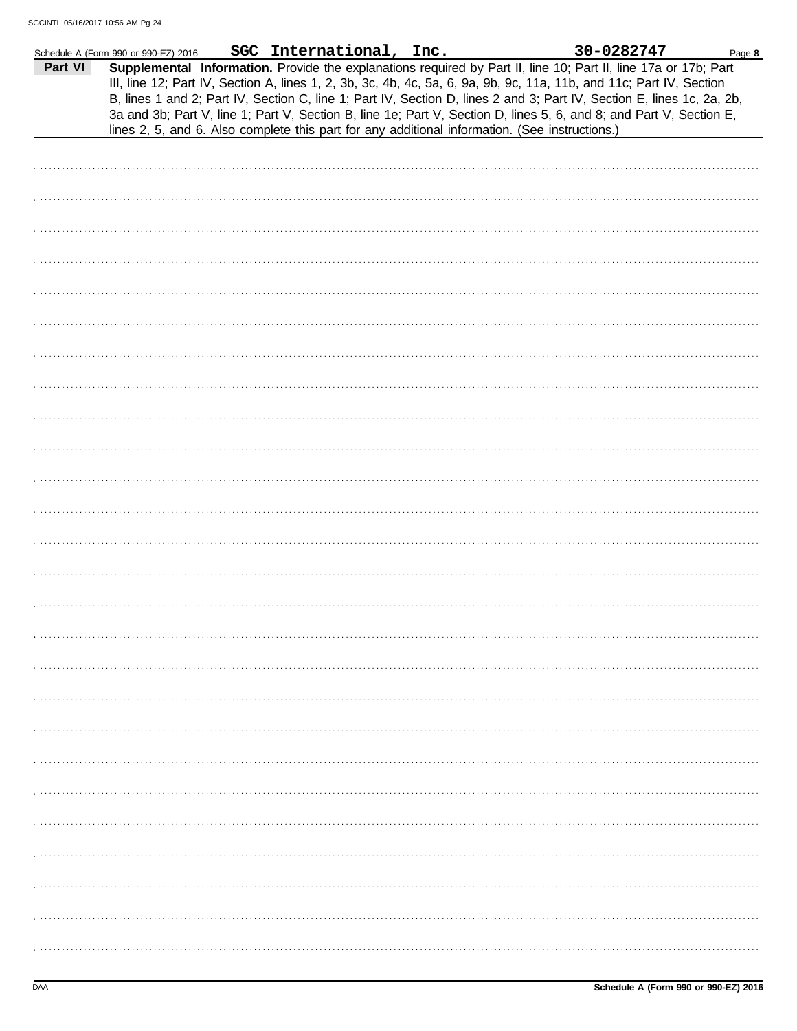Schedule A (Form 990 or 990-EZ) 2016 **SGC International, Inc.** **30-0282747** Page **8**

**Part VI** **Supplemental Information.** Provide the explanations required by Part II, line 10; Part II, line 17a or 17b; Part III, line 12; Part IV, Section A, lines 1, 2, 3b, 3c, 4b, 4c, 5a, 6, 9a, 9b, 9c, 11a, 11b, and 11c; Part IV, Section B, lines 1 and 2; Part IV, Section C, line 1; Part IV, Section D, lines 2 and 3; Part IV, Section E, lines 1c, 2a, 2b, 3a and 3b; Part V, line 1; Part V, Section B, line 1e; Part V, Section D, lines 5, 6, and 8; and Part V, Section E, lines 2, 5, and 6. Also complete this part for any additional information. (See instructions.)

DAA **Schedule A (Form 990 or 990-EZ) 2016**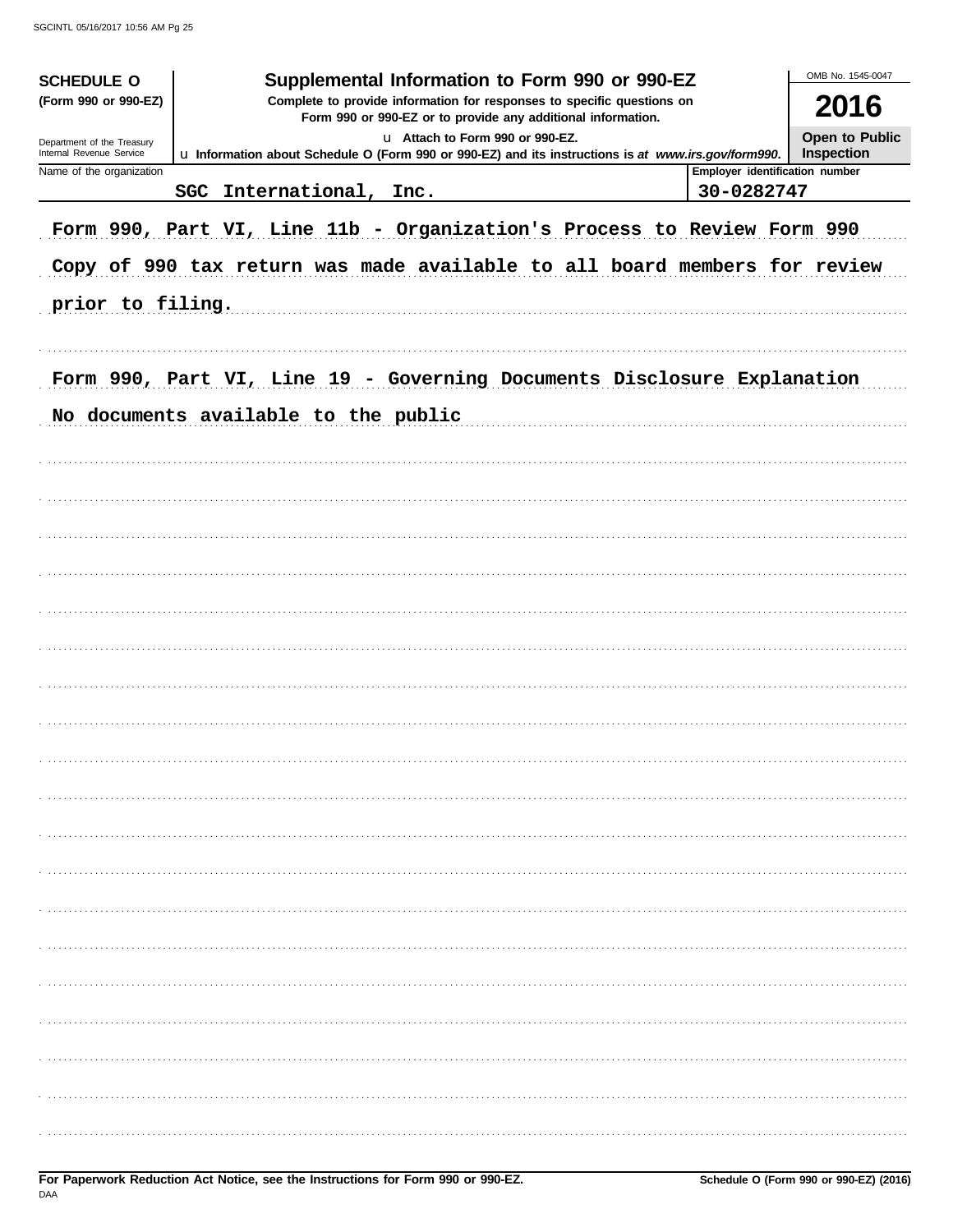**SCHEDULE O**
**(Form 990 or 990-EZ)**

Department of the Treasury
Internal Revenue Service

# Supplemental Information to Form 990 or 990-EZ

**Complete to provide information for responses to specific questions on Form 990 or 990-EZ or to provide any additional information.**

u Attach to Form 990 or 990-EZ.

u Information about Schedule O (Form 990 or 990-EZ) and its instructions is at *www.irs.gov/form990*.

OMB No. 1545-0047

**2016**

**Open to Public Inspection**

| Name of the organization | Employer identification number |
| --- | --- |
| SGC International, Inc. | 30-0282747 |

Form 990, Part VI, Line 11b - Organization's Process to Review Form 990

Copy of 990 tax return was made available to all board members for review prior to filing.

Form 990, Part VI, Line 19 - Governing Documents Disclosure Explanation

No documents available to the public

**For Paperwork Reduction Act Notice, see the Instructions for Form 990 or 990-EZ.**

DAA

**Schedule O (Form 990 or 990-EZ) (2016)**